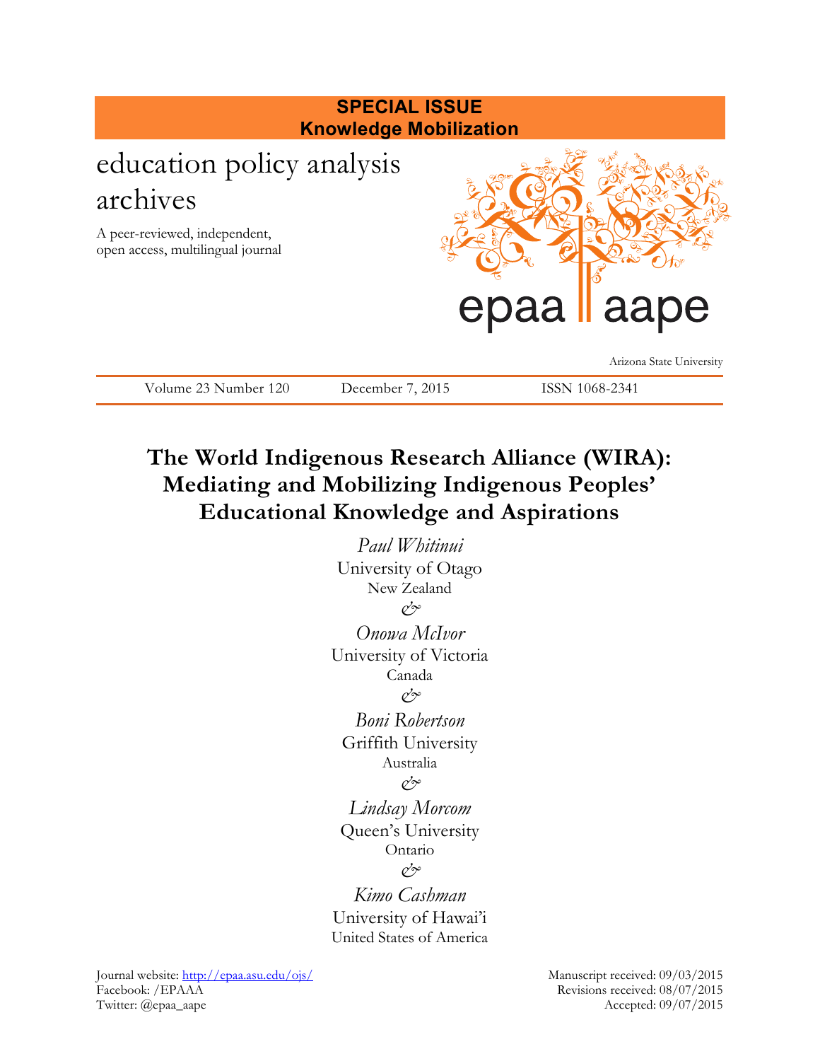**SPECIAL ISSUE**
**Knowledge Mobilization**

education policy analysis archives

A peer-reviewed, independent, open access, multilingual journal

epaa aape

Arizona State University

Volume 23 Number 120 December 7, 2015 ISSN 1068-2341

# The World Indigenous Research Alliance (WIRA): Mediating and Mobilizing Indigenous Peoples' Educational Knowledge and Aspirations

*Paul Whitinui*
University of Otago
New Zealand
&
*Onowa McIvor*
University of Victoria
Canada
&
*Boni Robertson*
Griffith University
Australia
&
*Lindsay Morcom*
Queen's University
Ontario
&
*Kimo Cashman*
University of Hawai'i
United States of America

Journal website: http://epaa.asu.edu/ojs/
Facebook: /EPAAA
Twitter: @epaa_aape

Manuscript received: 09/03/2015
Revisions received: 08/07/2015
Accepted: 09/07/2015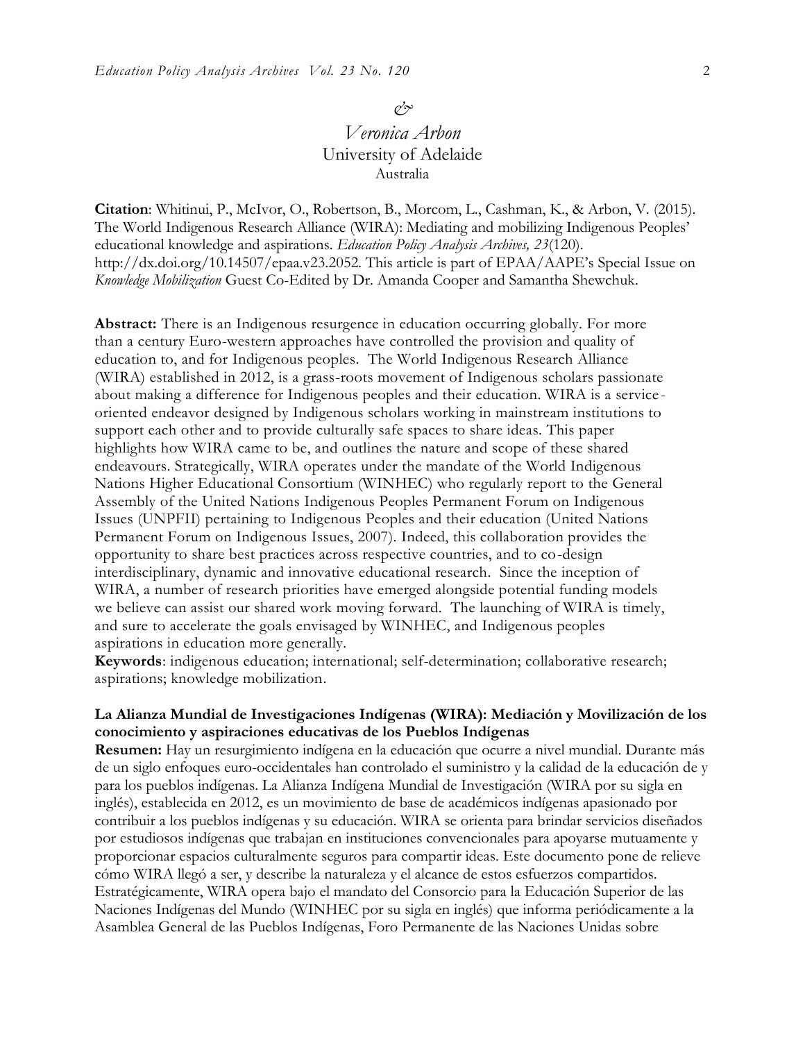&

*Veronica Arbon*
University of Adelaide
Australia

**Citation**: Whitinui, P., McIvor, O., Robertson, B., Morcom, L., Cashman, K., & Arbon, V. (2015). The World Indigenous Research Alliance (WIRA): Mediating and mobilizing Indigenous Peoples' educational knowledge and aspirations. *Education Policy Analysis Archives, 23*(120). http://dx.doi.org/10.14507/epaa.v23.2052. This article is part of EPAA/AAPE's Special Issue on *Knowledge Mobilization* Guest Co-Edited by Dr. Amanda Cooper and Samantha Shewchuk.

**Abstract:** There is an Indigenous resurgence in education occurring globally. For more than a century Euro-western approaches have controlled the provision and quality of education to, and for Indigenous peoples. The World Indigenous Research Alliance (WIRA) established in 2012, is a grass-roots movement of Indigenous scholars passionate about making a difference for Indigenous peoples and their education. WIRA is a service-oriented endeavor designed by Indigenous scholars working in mainstream institutions to support each other and to provide culturally safe spaces to share ideas. This paper highlights how WIRA came to be, and outlines the nature and scope of these shared endeavours. Strategically, WIRA operates under the mandate of the World Indigenous Nations Higher Educational Consortium (WINHEC) who regularly report to the General Assembly of the United Nations Indigenous Peoples Permanent Forum on Indigenous Issues (UNPFII) pertaining to Indigenous Peoples and their education (United Nations Permanent Forum on Indigenous Issues, 2007). Indeed, this collaboration provides the opportunity to share best practices across respective countries, and to co-design interdisciplinary, dynamic and innovative educational research. Since the inception of WIRA, a number of research priorities have emerged alongside potential funding models we believe can assist our shared work moving forward. The launching of WIRA is timely, and sure to accelerate the goals envisaged by WINHEC, and Indigenous peoples aspirations in education more generally.
**Keywords**: indigenous education; international; self-determination; collaborative research; aspirations; knowledge mobilization.

**La Alianza Mundial de Investigaciones Indígenas (WIRA): Mediación y Movilización de los conocimiento y aspiraciones educativas de los Pueblos Indígenas**
**Resumen:** Hay un resurgimiento indígena en la educación que ocurre a nivel mundial. Durante más de un siglo enfoques euro-occidentales han controlado el suministro y la calidad de la educación de y para los pueblos indígenas. La Alianza Indígena Mundial de Investigación (WIRA por su sigla en inglés), establecida en 2012, es un movimiento de base de académicos indígenas apasionado por contribuir a los pueblos indígenas y su educación. WIRA se orienta para brindar servicios diseñados por estudiosos indígenas que trabajan en instituciones convencionales para apoyarse mutuamente y proporcionar espacios culturalmente seguros para compartir ideas. Este documento pone de relieve cómo WIRA llegó a ser, y describe la naturaleza y el alcance de estos esfuerzos compartidos. Estratégicamente, WIRA opera bajo el mandato del Consorcio para la Educación Superior de las Naciones Indígenas del Mundo (WINHEC por su sigla en inglés) que informa periódicamente a la Asamblea General de las Pueblos Indígenas, Foro Permanente de las Naciones Unidas sobre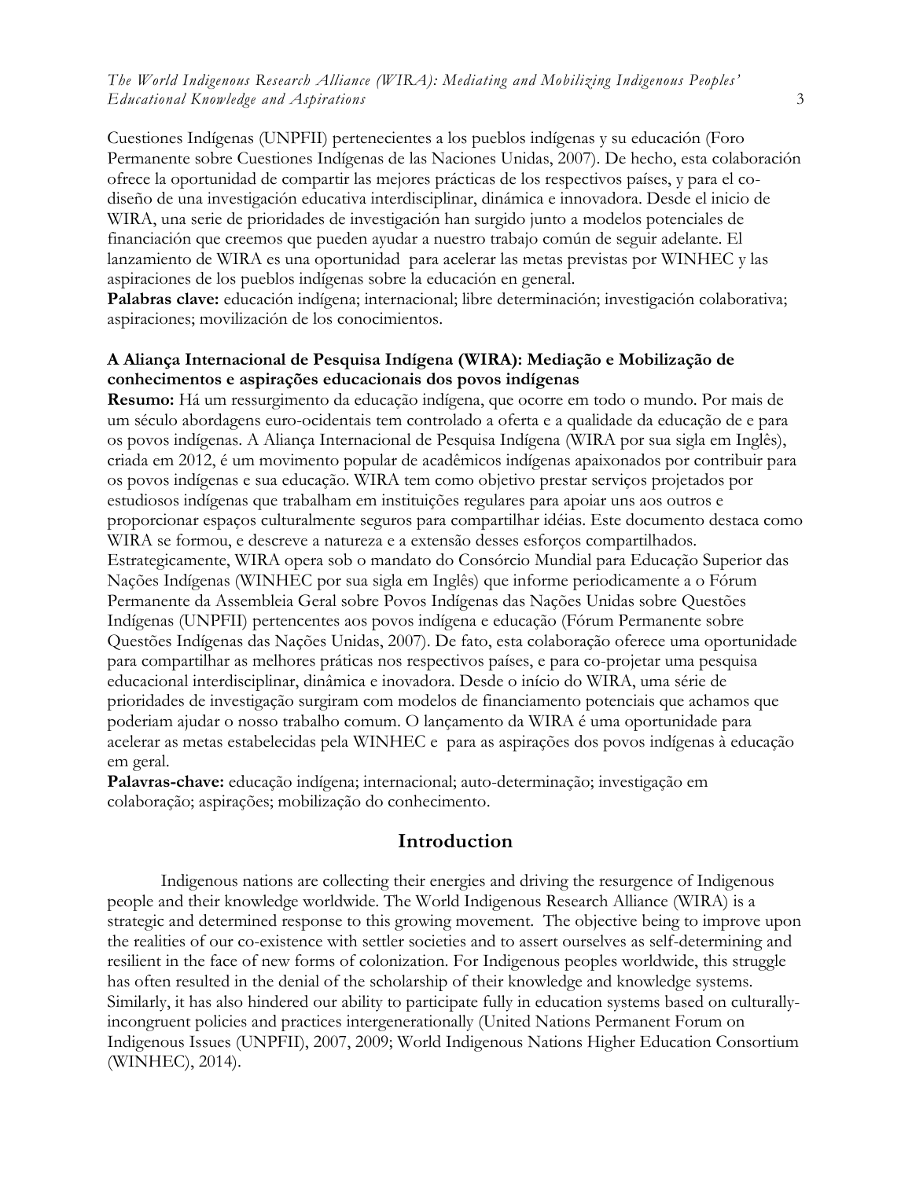Cuestiones Indígenas (UNPFII) pertenecientes a los pueblos indígenas y su educación (Foro Permanente sobre Cuestiones Indígenas de las Naciones Unidas, 2007). De hecho, esta colaboración ofrece la oportunidad de compartir las mejores prácticas de los respectivos países, y para el co-diseño de una investigación educativa interdisciplinar, dinámica e innovadora. Desde el inicio de WIRA, una serie de prioridades de investigación han surgido junto a modelos potenciales de financiación que creemos que pueden ayudar a nuestro trabajo común de seguir adelante. El lanzamiento de WIRA es una oportunidad para acelerar las metas previstas por WINHEC y las aspiraciones de los pueblos indígenas sobre la educación en general.

**Palabras clave:** educación indígena; internacional; libre determinación; investigación colaborativa; aspiraciones; movilización de los conocimientos.

**A Aliança Internacional de Pesquisa Indígena (WIRA): Mediação e Mobilização de conhecimentos e aspirações educacionais dos povos indígenas**

**Resumo:** Há um ressurgimento da educação indígena, que ocorre em todo o mundo. Por mais de um século abordagens euro-ocidentais tem controlado a oferta e a qualidade da educação de e para os povos indígenas. A Aliança Internacional de Pesquisa Indígena (WIRA por sua sigla em Inglês), criada em 2012, é um movimento popular de acadêmicos indígenas apaixonados por contribuir para os povos indígenas e sua educação. WIRA tem como objetivo prestar serviços projetados por estudiosos indígenas que trabalham em instituições regulares para apoiar uns aos outros e proporcionar espaços culturalmente seguros para compartilhar idéias. Este documento destaca como WIRA se formou, e descreve a natureza e a extensão desses esforços compartilhados. Estrategicamente, WIRA opera sob o mandato do Consórcio Mundial para Educação Superior das Nações Indígenas (WINHEC por sua sigla em Inglês) que informe periodicamente a o Fórum Permanente da Assembleia Geral sobre Povos Indígenas das Nações Unidas sobre Questões Indígenas (UNPFII) pertencentes aos povos indígena e educação (Fórum Permanente sobre Questões Indígenas das Nações Unidas, 2007). De fato, esta colaboração oferece uma oportunidade para compartilhar as melhores práticas nos respectivos países, e para co-projetar uma pesquisa educacional interdisciplinar, dinâmica e inovadora. Desde o início do WIRA, uma série de prioridades de investigação surgiram com modelos de financiamento potenciais que achamos que poderiam ajudar o nosso trabalho comum. O lançamento da WIRA é uma oportunidade para acelerar as metas estabelecidas pela WINHEC e para as aspirações dos povos indígenas à educação em geral.

**Palavras-chave:** educação indígena; internacional; auto-determinação; investigação em colaboração; aspirações; mobilização do conhecimento.

## Introduction

Indigenous nations are collecting their energies and driving the resurgence of Indigenous people and their knowledge worldwide. The World Indigenous Research Alliance (WIRA) is a strategic and determined response to this growing movement. The objective being to improve upon the realities of our co-existence with settler societies and to assert ourselves as self-determining and resilient in the face of new forms of colonization. For Indigenous peoples worldwide, this struggle has often resulted in the denial of the scholarship of their knowledge and knowledge systems. Similarly, it has also hindered our ability to participate fully in education systems based on culturally-incongruent policies and practices intergenerationally (United Nations Permanent Forum on Indigenous Issues (UNPFII), 2007, 2009; World Indigenous Nations Higher Education Consortium (WINHEC), 2014).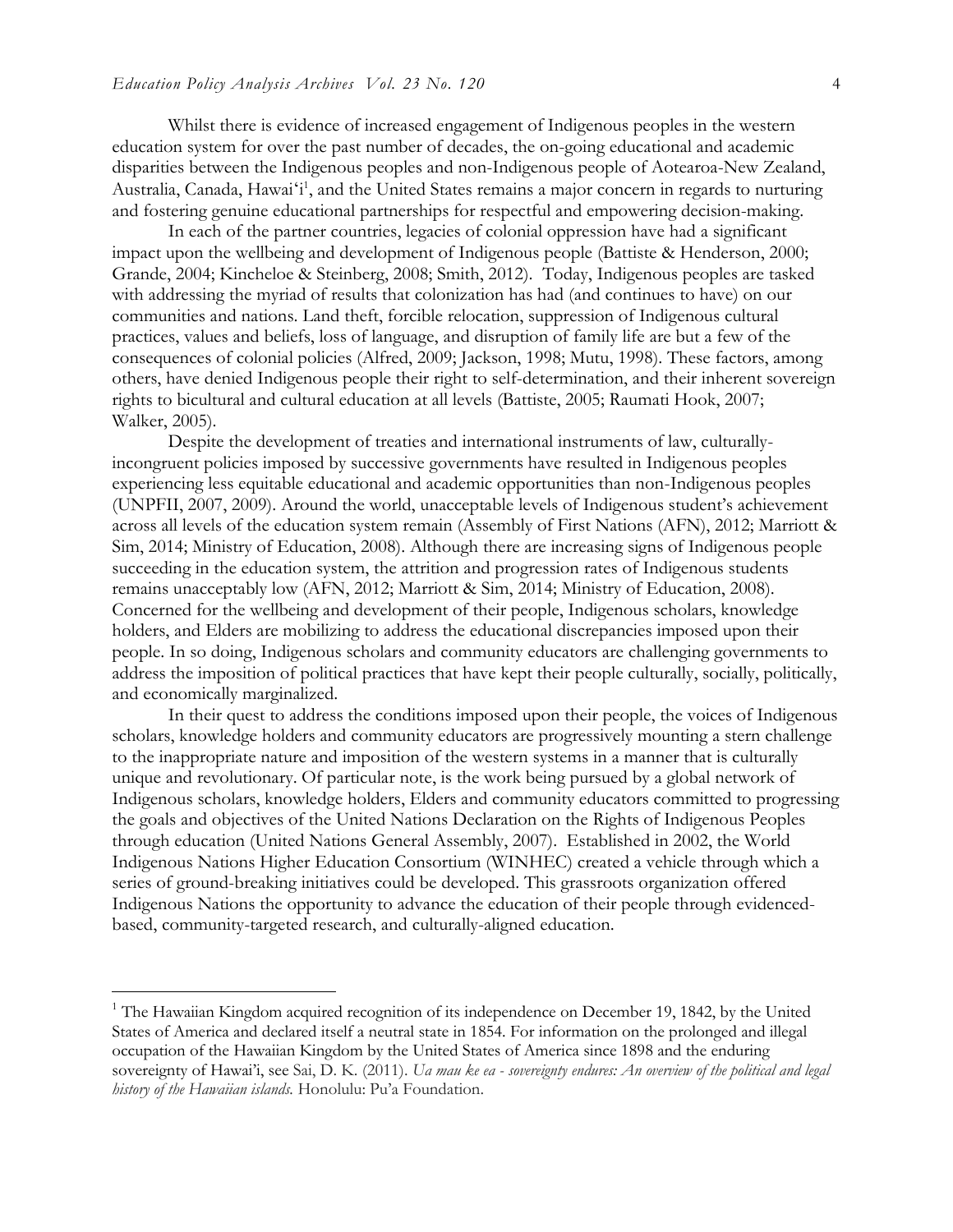Whilst there is evidence of increased engagement of Indigenous peoples in the western education system for over the past number of decades, the on-going educational and academic disparities between the Indigenous peoples and non-Indigenous people of Aotearoa-New Zealand, Australia, Canada, Hawai'i[1], and the United States remains a major concern in regards to nurturing and fostering genuine educational partnerships for respectful and empowering decision-making.

In each of the partner countries, legacies of colonial oppression have had a significant impact upon the wellbeing and development of Indigenous people (Battiste & Henderson, 2000; Grande, 2004; Kincheloe & Steinberg, 2008; Smith, 2012). Today, Indigenous peoples are tasked with addressing the myriad of results that colonization has had (and continues to have) on our communities and nations. Land theft, forcible relocation, suppression of Indigenous cultural practices, values and beliefs, loss of language, and disruption of family life are but a few of the consequences of colonial policies (Alfred, 2009; Jackson, 1998; Mutu, 1998). These factors, among others, have denied Indigenous people their right to self-determination, and their inherent sovereign rights to bicultural and cultural education at all levels (Battiste, 2005; Raumati Hook, 2007; Walker, 2005).

Despite the development of treaties and international instruments of law, culturally-incongruent policies imposed by successive governments have resulted in Indigenous peoples experiencing less equitable educational and academic opportunities than non-Indigenous peoples (UNPFII, 2007, 2009). Around the world, unacceptable levels of Indigenous student's achievement across all levels of the education system remain (Assembly of First Nations (AFN), 2012; Marriott & Sim, 2014; Ministry of Education, 2008). Although there are increasing signs of Indigenous people succeeding in the education system, the attrition and progression rates of Indigenous students remains unacceptably low (AFN, 2012; Marriott & Sim, 2014; Ministry of Education, 2008). Concerned for the wellbeing and development of their people, Indigenous scholars, knowledge holders, and Elders are mobilizing to address the educational discrepancies imposed upon their people. In so doing, Indigenous scholars and community educators are challenging governments to address the imposition of political practices that have kept their people culturally, socially, politically, and economically marginalized.

In their quest to address the conditions imposed upon their people, the voices of Indigenous scholars, knowledge holders and community educators are progressively mounting a stern challenge to the inappropriate nature and imposition of the western systems in a manner that is culturally unique and revolutionary. Of particular note, is the work being pursued by a global network of Indigenous scholars, knowledge holders, Elders and community educators committed to progressing the goals and objectives of the United Nations Declaration on the Rights of Indigenous Peoples through education (United Nations General Assembly, 2007). Established in 2002, the World Indigenous Nations Higher Education Consortium (WINHEC) created a vehicle through which a series of ground-breaking initiatives could be developed. This grassroots organization offered Indigenous Nations the opportunity to advance the education of their people through evidenced-based, community-targeted research, and culturally-aligned education.

---

[1] The Hawaiian Kingdom acquired recognition of its independence on December 19, 1842, by the United States of America and declared itself a neutral state in 1854. For information on the prolonged and illegal occupation of the Hawaiian Kingdom by the United States of America since 1898 and the enduring sovereignty of Hawai'i, see Sai, D. K. (2011). *Ua mau ke ea - sovereignty endures: An overview of the political and legal history of the Hawaiian islands.* Honolulu: Pu'a Foundation.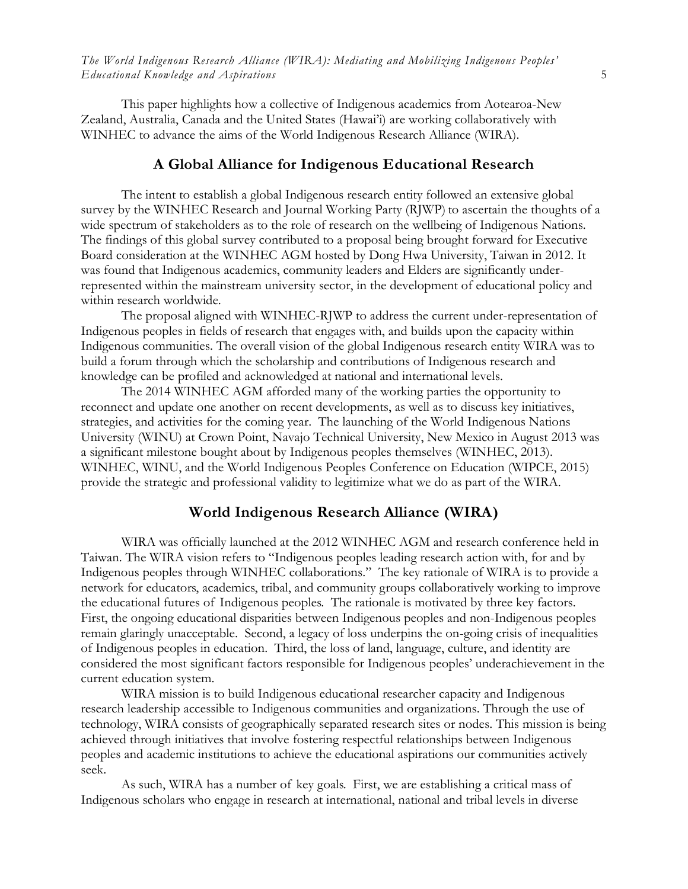This paper highlights how a collective of Indigenous academics from Aotearoa-New Zealand, Australia, Canada and the United States (Hawai'i) are working collaboratively with WINHEC to advance the aims of the World Indigenous Research Alliance (WIRA).

## A Global Alliance for Indigenous Educational Research

The intent to establish a global Indigenous research entity followed an extensive global survey by the WINHEC Research and Journal Working Party (RJWP) to ascertain the thoughts of a wide spectrum of stakeholders as to the role of research on the wellbeing of Indigenous Nations. The findings of this global survey contributed to a proposal being brought forward for Executive Board consideration at the WINHEC AGM hosted by Dong Hwa University, Taiwan in 2012. It was found that Indigenous academics, community leaders and Elders are significantly under-represented within the mainstream university sector, in the development of educational policy and within research worldwide.

The proposal aligned with WINHEC-RJWP to address the current under-representation of Indigenous peoples in fields of research that engages with, and builds upon the capacity within Indigenous communities. The overall vision of the global Indigenous research entity WIRA was to build a forum through which the scholarship and contributions of Indigenous research and knowledge can be profiled and acknowledged at national and international levels.

The 2014 WINHEC AGM afforded many of the working parties the opportunity to reconnect and update one another on recent developments, as well as to discuss key initiatives, strategies, and activities for the coming year. The launching of the World Indigenous Nations University (WINU) at Crown Point, Navajo Technical University, New Mexico in August 2013 was a significant milestone bought about by Indigenous peoples themselves (WINHEC, 2013). WINHEC, WINU, and the World Indigenous Peoples Conference on Education (WIPCE, 2015) provide the strategic and professional validity to legitimize what we do as part of the WIRA.

## World Indigenous Research Alliance (WIRA)

WIRA was officially launched at the 2012 WINHEC AGM and research conference held in Taiwan. The WIRA vision refers to "Indigenous peoples leading research action with, for and by Indigenous peoples through WINHEC collaborations." The key rationale of WIRA is to provide a network for educators, academics, tribal, and community groups collaboratively working to improve the educational futures of Indigenous peoples. The rationale is motivated by three key factors. First, the ongoing educational disparities between Indigenous peoples and non-Indigenous peoples remain glaringly unacceptable. Second, a legacy of loss underpins the on-going crisis of inequalities of Indigenous peoples in education. Third, the loss of land, language, culture, and identity are considered the most significant factors responsible for Indigenous peoples' underachievement in the current education system.

WIRA mission is to build Indigenous educational researcher capacity and Indigenous research leadership accessible to Indigenous communities and organizations. Through the use of technology, WIRA consists of geographically separated research sites or nodes. This mission is being achieved through initiatives that involve fostering respectful relationships between Indigenous peoples and academic institutions to achieve the educational aspirations our communities actively seek.

As such, WIRA has a number of key goals. First, we are establishing a critical mass of Indigenous scholars who engage in research at international, national and tribal levels in diverse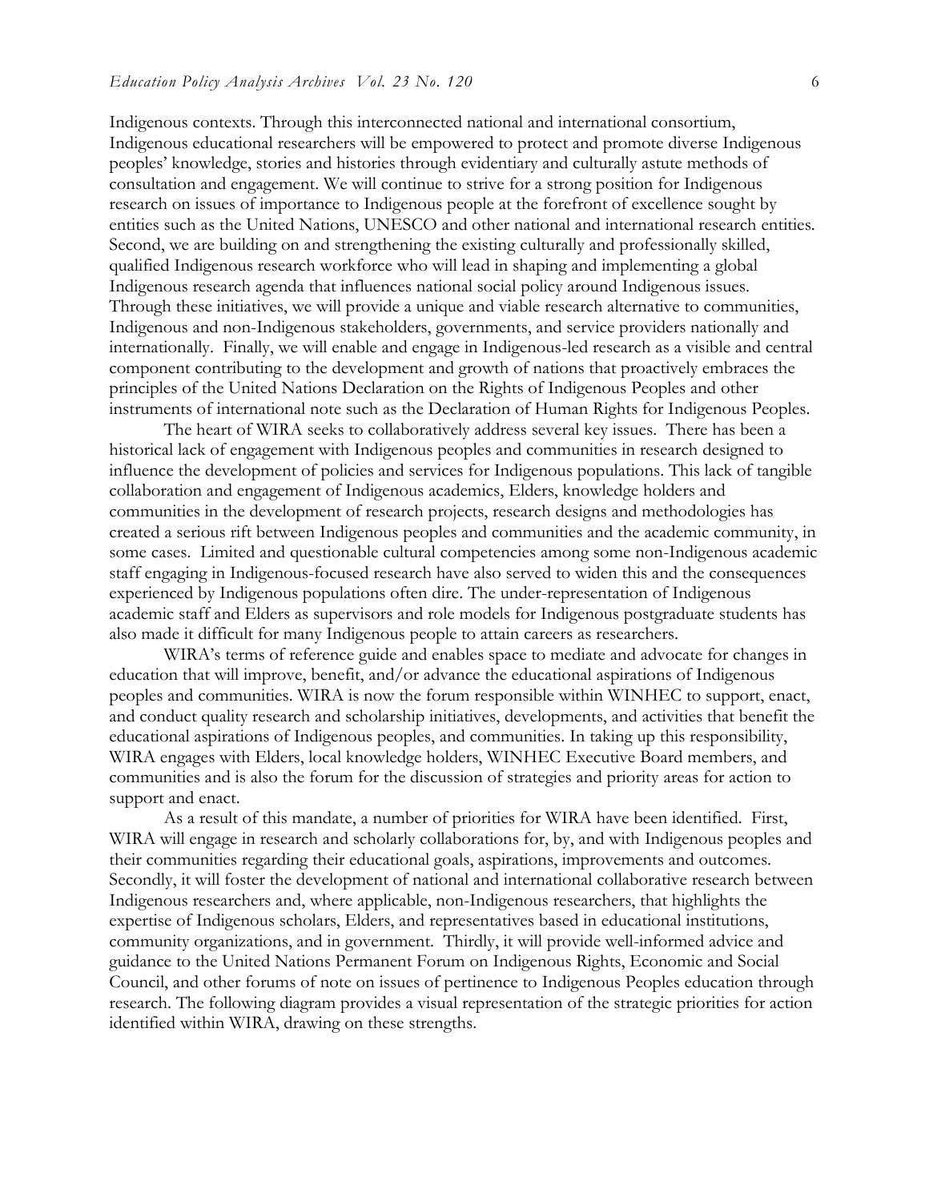Indigenous contexts. Through this interconnected national and international consortium, Indigenous educational researchers will be empowered to protect and promote diverse Indigenous peoples' knowledge, stories and histories through evidentiary and culturally astute methods of consultation and engagement. We will continue to strive for a strong position for Indigenous research on issues of importance to Indigenous people at the forefront of excellence sought by entities such as the United Nations, UNESCO and other national and international research entities. Second, we are building on and strengthening the existing culturally and professionally skilled, qualified Indigenous research workforce who will lead in shaping and implementing a global Indigenous research agenda that influences national social policy around Indigenous issues. Through these initiatives, we will provide a unique and viable research alternative to communities, Indigenous and non-Indigenous stakeholders, governments, and service providers nationally and internationally. Finally, we will enable and engage in Indigenous-led research as a visible and central component contributing to the development and growth of nations that proactively embraces the principles of the United Nations Declaration on the Rights of Indigenous Peoples and other instruments of international note such as the Declaration of Human Rights for Indigenous Peoples.

The heart of WIRA seeks to collaboratively address several key issues. There has been a historical lack of engagement with Indigenous peoples and communities in research designed to influence the development of policies and services for Indigenous populations. This lack of tangible collaboration and engagement of Indigenous academics, Elders, knowledge holders and communities in the development of research projects, research designs and methodologies has created a serious rift between Indigenous peoples and communities and the academic community, in some cases. Limited and questionable cultural competencies among some non-Indigenous academic staff engaging in Indigenous-focused research have also served to widen this and the consequences experienced by Indigenous populations often dire. The under-representation of Indigenous academic staff and Elders as supervisors and role models for Indigenous postgraduate students has also made it difficult for many Indigenous people to attain careers as researchers.

WIRA's terms of reference guide and enables space to mediate and advocate for changes in education that will improve, benefit, and/or advance the educational aspirations of Indigenous peoples and communities. WIRA is now the forum responsible within WINHEC to support, enact, and conduct quality research and scholarship initiatives, developments, and activities that benefit the educational aspirations of Indigenous peoples, and communities. In taking up this responsibility, WIRA engages with Elders, local knowledge holders, WINHEC Executive Board members, and communities and is also the forum for the discussion of strategies and priority areas for action to support and enact.

As a result of this mandate, a number of priorities for WIRA have been identified. First, WIRA will engage in research and scholarly collaborations for, by, and with Indigenous peoples and their communities regarding their educational goals, aspirations, improvements and outcomes. Secondly, it will foster the development of national and international collaborative research between Indigenous researchers and, where applicable, non-Indigenous researchers, that highlights the expertise of Indigenous scholars, Elders, and representatives based in educational institutions, community organizations, and in government. Thirdly, it will provide well-informed advice and guidance to the United Nations Permanent Forum on Indigenous Rights, Economic and Social Council, and other forums of note on issues of pertinence to Indigenous Peoples education through research. The following diagram provides a visual representation of the strategic priorities for action identified within WIRA, drawing on these strengths.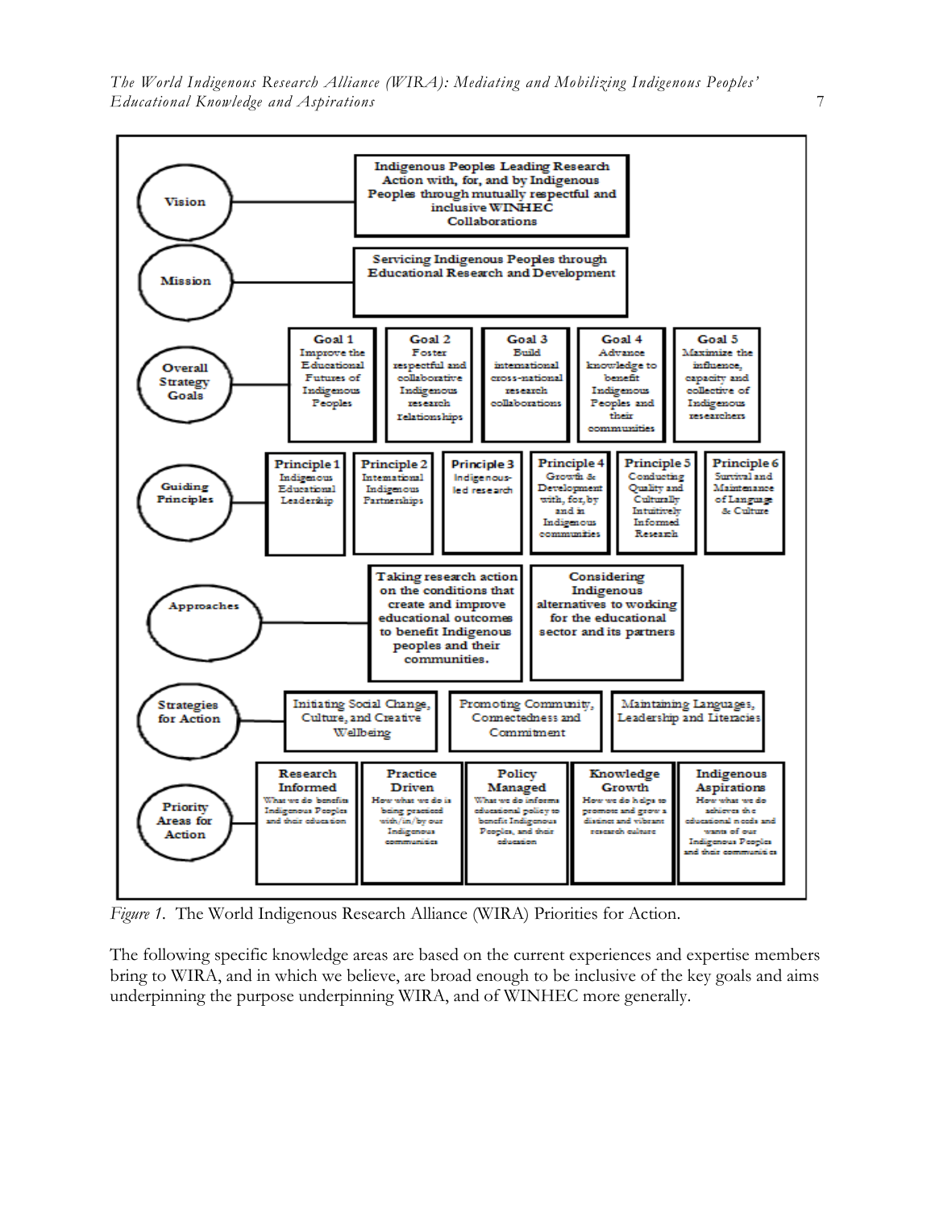**Vision**

Indigenous Peoples Leading Research Action with, for, and by Indigenous Peoples through mutually respectful and inclusive WINHEC Collaborations

**Mission**

Servicing Indigenous Peoples through Educational Research and Development

**Overall Strategy Goals**

| Goal 1 | Goal 2 | Goal 3 | Goal 4 | Goal 5 |
|---|---|---|---|---|
| Improve the Educational Futures of Indigenous Peoples | Foster respectful and collaborative Indigenous research relationships | Build international cross-national research collaborations | Advance knowledge to benefit Indigenous Peoples and their communities | Maximize the influence, capacity and collective of Indigenous researchers |

**Guiding Principles**

| Principle 1 | Principle 2 | Principle 3 | Principle 4 | Principle 5 | Principle 6 |
|---|---|---|---|---|---|
| Indigenous Educational Leadership | International Indigenous Partnerships | Indigenous-led research | Growth & Development with, for, by and in Indigenous communities | Conducting Quality and Culturally Intuitively Informed Research | Survival and Maintenance of Language & Culture |

**Approaches**

- Taking research action on the conditions that create and improve educational outcomes to benefit Indigenous peoples and their communities.
- Considering Indigenous alternatives to working for the educational sector and its partners

**Strategies for Action**

- Initiating Social Change, Culture, and Creative Wellbeing
- Promoting Community, Connectedness and Commitment
- Maintaining Languages, Leadership and Literacies

**Priority Areas for Action**

| Research Informed | Practice Driven | Policy Managed | Knowledge Growth | Indigenous Aspirations |
|---|---|---|---|---|
| What we do benefits Indigenous Peoples and their education | How what we do is being practised with/in/by our Indigenous communities | What we do informs educational policy to benefit Indigenous Peoples, and their education | How we do helps to promote and grow a distinct and vibrant research culture | How what we do achieves the educational needs and wants of our Indigenous Peoples and their communities |

*Figure 1.* The World Indigenous Research Alliance (WIRA) Priorities for Action.

The following specific knowledge areas are based on the current experiences and expertise members bring to WIRA, and in which we believe, are broad enough to be inclusive of the key goals and aims underpinning the purpose underpinning WIRA, and of WINHEC more generally.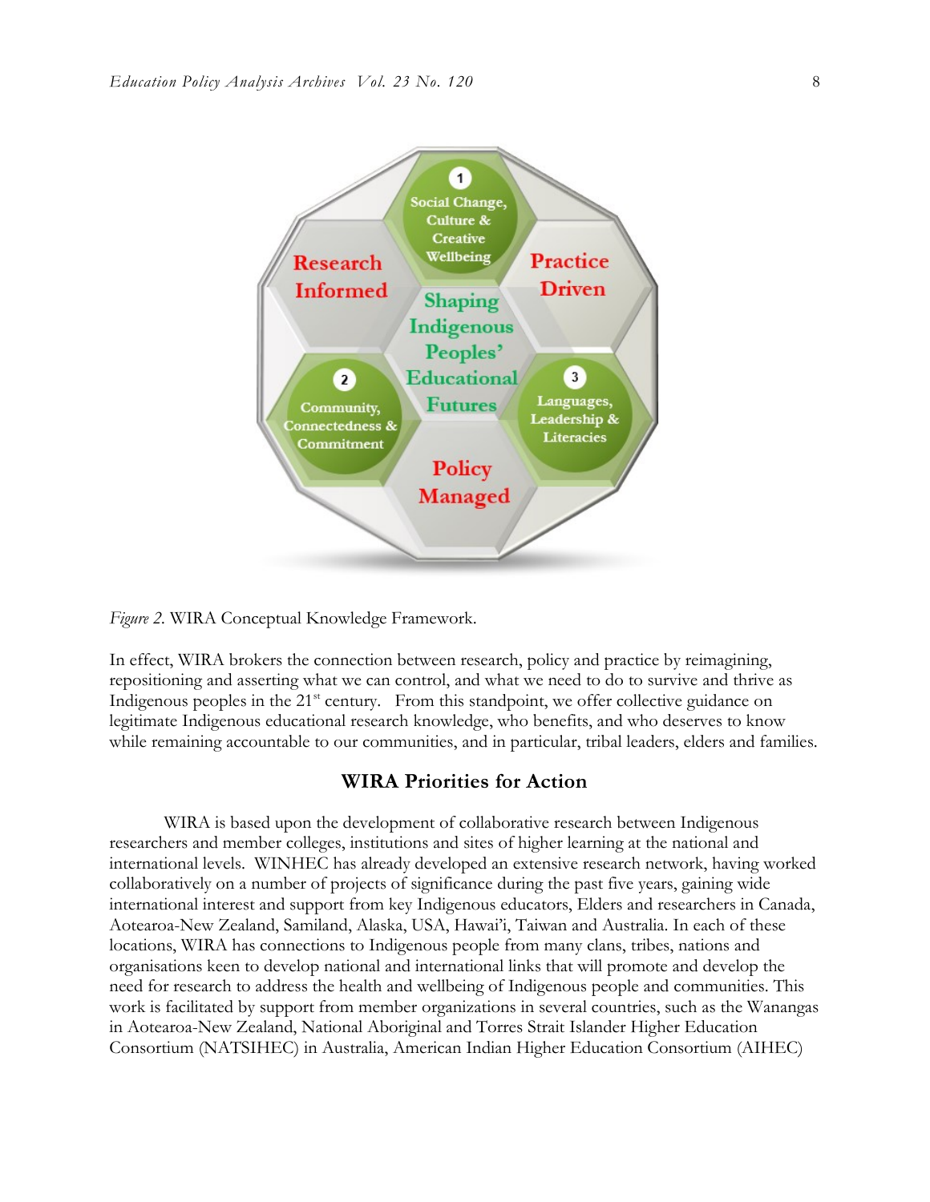*Figure 2.* WIRA Conceptual Knowledge Framework.

In effect, WIRA brokers the connection between research, policy and practice by reimagining, repositioning and asserting what we can control, and what we need to do to survive and thrive as Indigenous peoples in the 21st century. From this standpoint, we offer collective guidance on legitimate Indigenous educational research knowledge, who benefits, and who deserves to know while remaining accountable to our communities, and in particular, tribal leaders, elders and families.

## WIRA Priorities for Action

WIRA is based upon the development of collaborative research between Indigenous researchers and member colleges, institutions and sites of higher learning at the national and international levels. WINHEC has already developed an extensive research network, having worked collaboratively on a number of projects of significance during the past five years, gaining wide international interest and support from key Indigenous educators, Elders and researchers in Canada, Aotearoa-New Zealand, Samiland, Alaska, USA, Hawai'i, Taiwan and Australia. In each of these locations, WIRA has connections to Indigenous people from many clans, tribes, nations and organisations keen to develop national and international links that will promote and develop the need for research to address the health and wellbeing of Indigenous people and communities. This work is facilitated by support from member organizations in several countries, such as the Wanangas in Aotearoa-New Zealand, National Aboriginal and Torres Strait Islander Higher Education Consortium (NATSIHEC) in Australia, American Indian Higher Education Consortium (AIHEC)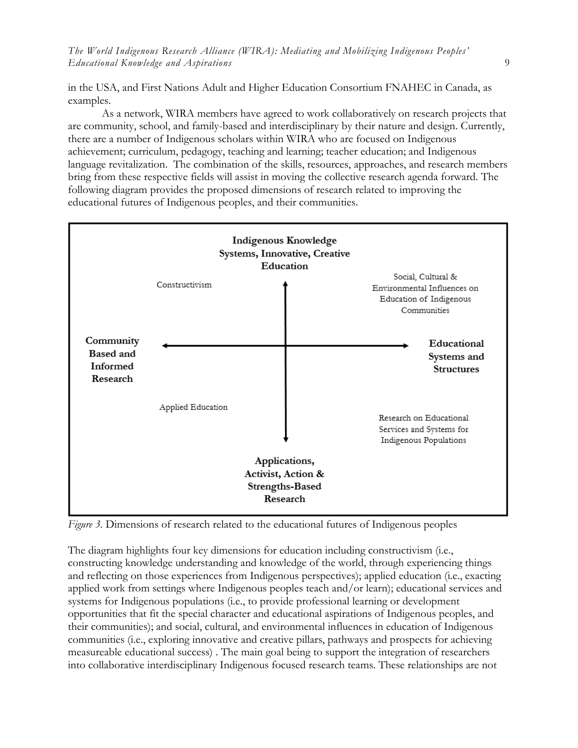in the USA, and First Nations Adult and Higher Education Consortium FNAHEC in Canada, as examples.

As a network, WIRA members have agreed to work collaboratively on research projects that are community, school, and family-based and interdisciplinary by their nature and design. Currently, there are a number of Indigenous scholars within WIRA who are focused on Indigenous achievement; curriculum, pedagogy, teaching and learning; teacher education; and Indigenous language revitalization. The combination of the skills, resources, approaches, and research members bring from these respective fields will assist in moving the collective research agenda forward. The following diagram provides the proposed dimensions of research related to improving the educational futures of Indigenous peoples, and their communities.

**Indigenous Knowledge Systems, Innovative, Creative Education**

Constructivism

Social, Cultural & Environmental Influences on Education of Indigenous Communities

**Community Based and Informed Research**

**Educational Systems and Structures**

Applied Education

Research on Educational Services and Systems for Indigenous Populations

**Applications, Activist, Action & Strengths-Based Research**

*Figure 3.* Dimensions of research related to the educational futures of Indigenous peoples

The diagram highlights four key dimensions for education including constructivism (i.e., constructing knowledge understanding and knowledge of the world, through experiencing things and reflecting on those experiences from Indigenous perspectives); applied education (i.e., exacting applied work from settings where Indigenous peoples teach and/or learn); educational services and systems for Indigenous populations (i.e., to provide professional learning or development opportunities that fit the special character and educational aspirations of Indigenous peoples, and their communities); and social, cultural, and environmental influences in education of Indigenous communities (i.e., exploring innovative and creative pillars, pathways and prospects for achieving measureable educational success) . The main goal being to support the integration of researchers into collaborative interdisciplinary Indigenous focused research teams. These relationships are not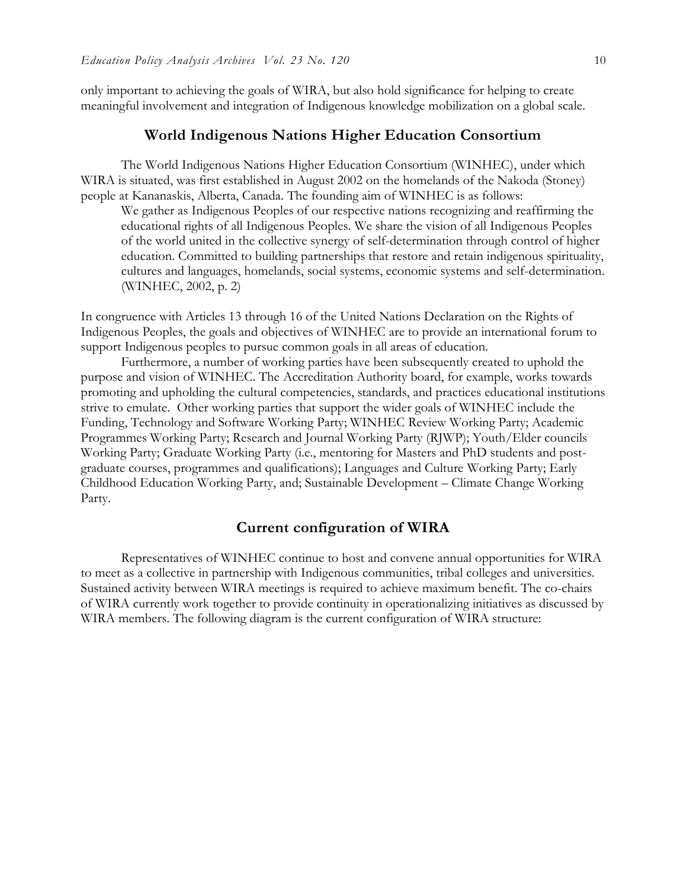only important to achieving the goals of WIRA, but also hold significance for helping to create meaningful involvement and integration of Indigenous knowledge mobilization on a global scale.

## World Indigenous Nations Higher Education Consortium

The World Indigenous Nations Higher Education Consortium (WINHEC), under which WIRA is situated, was first established in August 2002 on the homelands of the Nakoda (Stoney) people at Kananaskis, Alberta, Canada. The founding aim of WINHEC is as follows:

> We gather as Indigenous Peoples of our respective nations recognizing and reaffirming the educational rights of all Indigenous Peoples. We share the vision of all Indigenous Peoples of the world united in the collective synergy of self-determination through control of higher education. Committed to building partnerships that restore and retain indigenous spirituality, cultures and languages, homelands, social systems, economic systems and self-determination. (WINHEC, 2002, p. 2)

In congruence with Articles 13 through 16 of the United Nations Declaration on the Rights of Indigenous Peoples, the goals and objectives of WINHEC are to provide an international forum to support Indigenous peoples to pursue common goals in all areas of education.

Furthermore, a number of working parties have been subsequently created to uphold the purpose and vision of WINHEC. The Accreditation Authority board, for example, works towards promoting and upholding the cultural competencies, standards, and practices educational institutions strive to emulate. Other working parties that support the wider goals of WINHEC include the Funding, Technology and Software Working Party; WINHEC Review Working Party; Academic Programmes Working Party; Research and Journal Working Party (RJWP); Youth/Elder councils Working Party; Graduate Working Party (i.e., mentoring for Masters and PhD students and post-graduate courses, programmes and qualifications); Languages and Culture Working Party; Early Childhood Education Working Party, and; Sustainable Development – Climate Change Working Party.

## Current configuration of WIRA

Representatives of WINHEC continue to host and convene annual opportunities for WIRA to meet as a collective in partnership with Indigenous communities, tribal colleges and universities. Sustained activity between WIRA meetings is required to achieve maximum benefit. The co-chairs of WIRA currently work together to provide continuity in operationalizing initiatives as discussed by WIRA members. The following diagram is the current configuration of WIRA structure: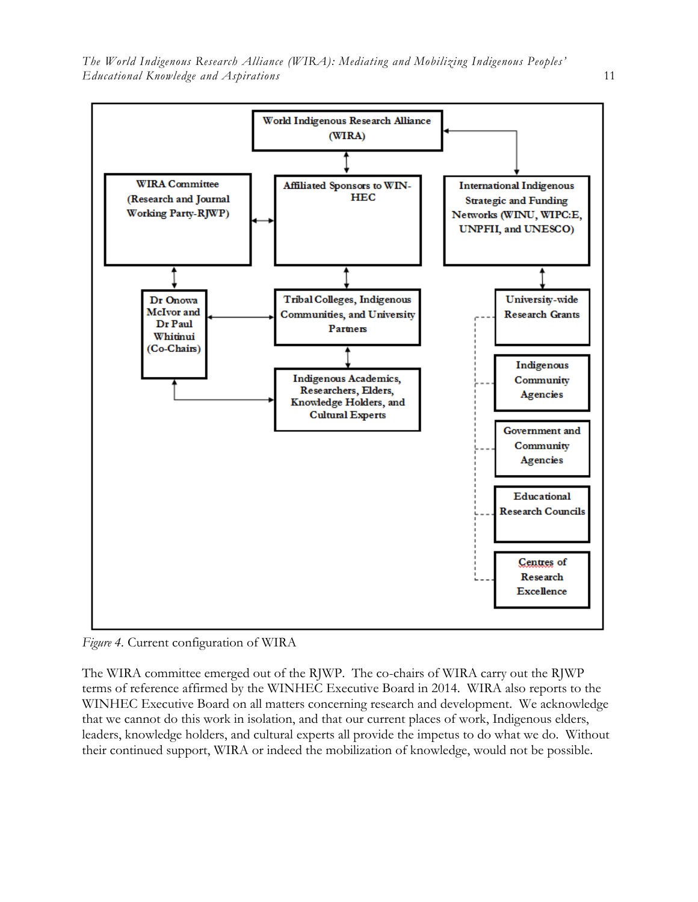World Indigenous Research Alliance (WIRA)

WIRA Committee (Research and Journal Working Party-RJWP)

Affiliated Sponsors to WIN-HEC

International Indigenous Strategic and Funding Networks (WINU, WIPC:E, UNPFII, and UNESCO)

Dr Onowa McIvor and Dr Paul Whitinui (Co-Chairs)

Tribal Colleges, Indigenous Communities, and University Partners

Indigenous Academics, Researchers, Elders, Knowledge Holders, and Cultural Experts

University-wide Research Grants

Indigenous Community Agencies

Government and Community Agencies

Educational Research Councils

Centres of Research Excellence

*Figure 4.* Current configuration of WIRA

The WIRA committee emerged out of the RJWP. The co-chairs of WIRA carry out the RJWP terms of reference affirmed by the WINHEC Executive Board in 2014. WIRA also reports to the WINHEC Executive Board on all matters concerning research and development. We acknowledge that we cannot do this work in isolation, and that our current places of work, Indigenous elders, leaders, knowledge holders, and cultural experts all provide the impetus to do what we do. Without their continued support, WIRA or indeed the mobilization of knowledge, would not be possible.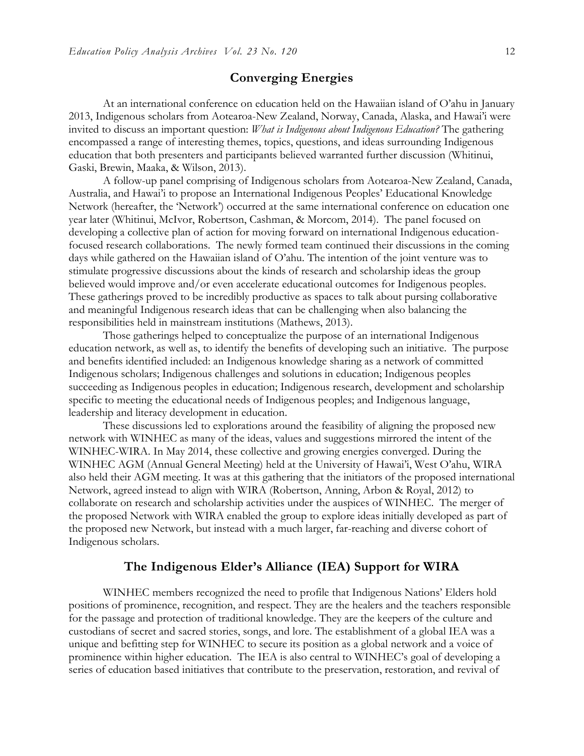## Converging Energies

At an international conference on education held on the Hawaiian island of O'ahu in January 2013, Indigenous scholars from Aotearoa-New Zealand, Norway, Canada, Alaska, and Hawai'i were invited to discuss an important question: *What is Indigenous about Indigenous Education?* The gathering encompassed a range of interesting themes, topics, questions, and ideas surrounding Indigenous education that both presenters and participants believed warranted further discussion (Whitinui, Gaski, Brewin, Maaka, & Wilson, 2013).

A follow-up panel comprising of Indigenous scholars from Aotearoa-New Zealand, Canada, Australia, and Hawai'i to propose an International Indigenous Peoples' Educational Knowledge Network (hereafter, the 'Network') occurred at the same international conference on education one year later (Whitinui, McIvor, Robertson, Cashman, & Morcom, 2014). The panel focused on developing a collective plan of action for moving forward on international Indigenous education-focused research collaborations. The newly formed team continued their discussions in the coming days while gathered on the Hawaiian island of O'ahu. The intention of the joint venture was to stimulate progressive discussions about the kinds of research and scholarship ideas the group believed would improve and/or even accelerate educational outcomes for Indigenous peoples. These gatherings proved to be incredibly productive as spaces to talk about pursing collaborative and meaningful Indigenous research ideas that can be challenging when also balancing the responsibilities held in mainstream institutions (Mathews, 2013).

Those gatherings helped to conceptualize the purpose of an international Indigenous education network, as well as, to identify the benefits of developing such an initiative. The purpose and benefits identified included: an Indigenous knowledge sharing as a network of committed Indigenous scholars; Indigenous challenges and solutions in education; Indigenous peoples succeeding as Indigenous peoples in education; Indigenous research, development and scholarship specific to meeting the educational needs of Indigenous peoples; and Indigenous language, leadership and literacy development in education.

These discussions led to explorations around the feasibility of aligning the proposed new network with WINHEC as many of the ideas, values and suggestions mirrored the intent of the WINHEC-WIRA. In May 2014, these collective and growing energies converged. During the WINHEC AGM (Annual General Meeting) held at the University of Hawai'i, West O'ahu, WIRA also held their AGM meeting. It was at this gathering that the initiators of the proposed international Network, agreed instead to align with WIRA (Robertson, Anning, Arbon & Royal, 2012) to collaborate on research and scholarship activities under the auspices of WINHEC. The merger of the proposed Network with WIRA enabled the group to explore ideas initially developed as part of the proposed new Network, but instead with a much larger, far-reaching and diverse cohort of Indigenous scholars.

## The Indigenous Elder's Alliance (IEA) Support for WIRA

WINHEC members recognized the need to profile that Indigenous Nations' Elders hold positions of prominence, recognition, and respect. They are the healers and the teachers responsible for the passage and protection of traditional knowledge. They are the keepers of the culture and custodians of secret and sacred stories, songs, and lore. The establishment of a global IEA was a unique and befitting step for WINHEC to secure its position as a global network and a voice of prominence within higher education. The IEA is also central to WINHEC's goal of developing a series of education based initiatives that contribute to the preservation, restoration, and revival of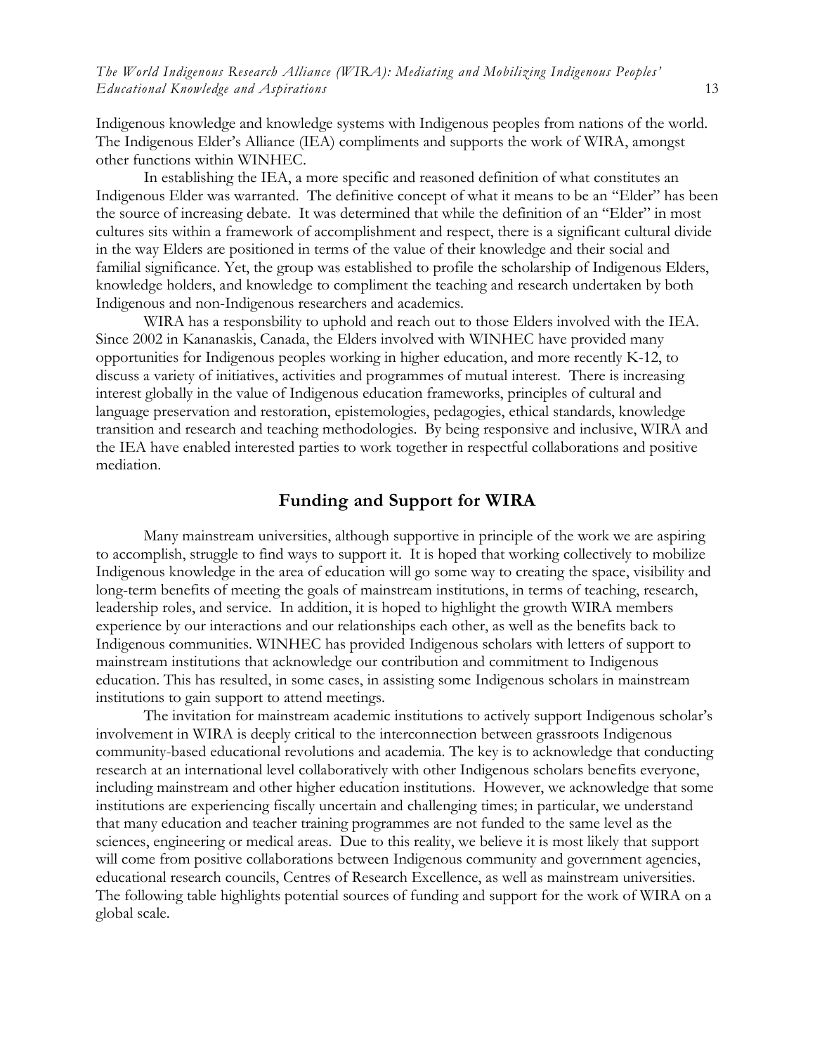Indigenous knowledge and knowledge systems with Indigenous peoples from nations of the world. The Indigenous Elder's Alliance (IEA) compliments and supports the work of WIRA, amongst other functions within WINHEC.

In establishing the IEA, a more specific and reasoned definition of what constitutes an Indigenous Elder was warranted. The definitive concept of what it means to be an "Elder" has been the source of increasing debate. It was determined that while the definition of an "Elder" in most cultures sits within a framework of accomplishment and respect, there is a significant cultural divide in the way Elders are positioned in terms of the value of their knowledge and their social and familial significance. Yet, the group was established to profile the scholarship of Indigenous Elders, knowledge holders, and knowledge to compliment the teaching and research undertaken by both Indigenous and non-Indigenous researchers and academics.

WIRA has a responsbility to uphold and reach out to those Elders involved with the IEA. Since 2002 in Kananaskis, Canada, the Elders involved with WINHEC have provided many opportunities for Indigenous peoples working in higher education, and more recently K-12, to discuss a variety of initiatives, activities and programmes of mutual interest. There is increasing interest globally in the value of Indigenous education frameworks, principles of cultural and language preservation and restoration, epistemologies, pedagogies, ethical standards, knowledge transition and research and teaching methodologies. By being responsive and inclusive, WIRA and the IEA have enabled interested parties to work together in respectful collaborations and positive mediation.

## Funding and Support for WIRA

Many mainstream universities, although supportive in principle of the work we are aspiring to accomplish, struggle to find ways to support it. It is hoped that working collectively to mobilize Indigenous knowledge in the area of education will go some way to creating the space, visibility and long-term benefits of meeting the goals of mainstream institutions, in terms of teaching, research, leadership roles, and service. In addition, it is hoped to highlight the growth WIRA members experience by our interactions and our relationships each other, as well as the benefits back to Indigenous communities. WINHEC has provided Indigenous scholars with letters of support to mainstream institutions that acknowledge our contribution and commitment to Indigenous education. This has resulted, in some cases, in assisting some Indigenous scholars in mainstream institutions to gain support to attend meetings.

The invitation for mainstream academic institutions to actively support Indigenous scholar's involvement in WIRA is deeply critical to the interconnection between grassroots Indigenous community-based educational revolutions and academia. The key is to acknowledge that conducting research at an international level collaboratively with other Indigenous scholars benefits everyone, including mainstream and other higher education institutions. However, we acknowledge that some institutions are experiencing fiscally uncertain and challenging times; in particular, we understand that many education and teacher training programmes are not funded to the same level as the sciences, engineering or medical areas. Due to this reality, we believe it is most likely that support will come from positive collaborations between Indigenous community and government agencies, educational research councils, Centres of Research Excellence, as well as mainstream universities. The following table highlights potential sources of funding and support for the work of WIRA on a global scale.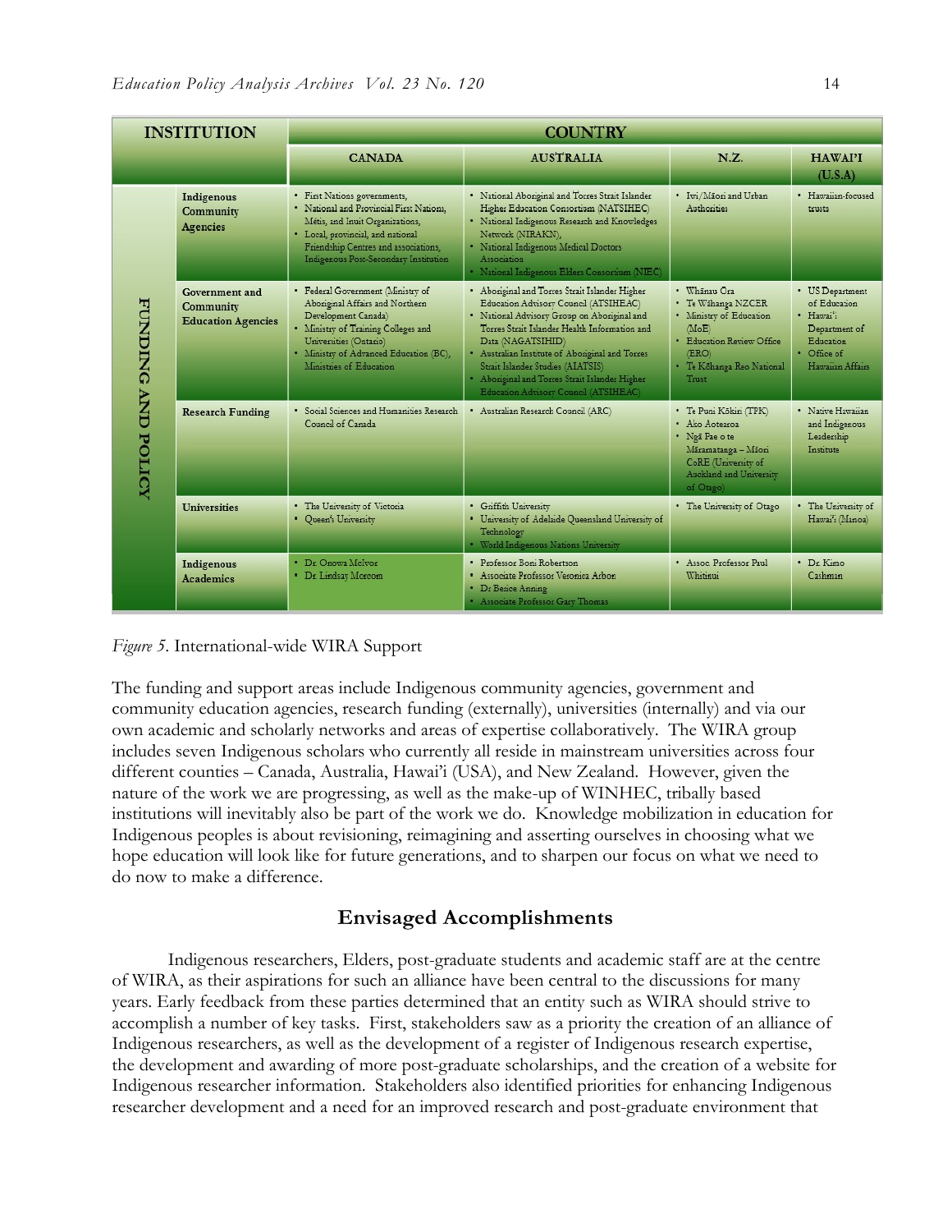| INSTITUTION | | COUNTRY | | | |
|---|---|---|---|---|---|
| | | CANADA | AUSTRALIA | N.Z. | HAWAI'I (U.S.A) |
| FUNDING AND POLICY | Indigenous Community Agencies | • First Nations governments, • National and Provincial First Nations, Métis, and Inuit Organizations, • Local, provincial, and national Friendship Centres and associations, Indigenous Post-Secondary Institution | • National Aboriginal and Torres Strait Islander Higher Education Consortium (NATSIHEC) • National Indigenous Research and Knowledges Network (NIRAKN), • National Indigenous Medical Doctors Association • National Indigenous Elders Consortium (NIEC) | • Iwi/Māori and Urban Authorities | • Hawaiian-focused trusts |
| | Government and Community Education Agencies | • Federal Government (Ministry of Aboriginal Affairs and Northern Development Canada) • Ministry of Training Colleges and Universities (Ontario) • Ministry of Advanced Education (BC), Ministries of Education | • Aboriginal and Torres Strait Islander Higher Education Advisory Council (ATSIHEAC) • National Advisory Group on Aboriginal and Torres Strait Islander Health Information and Data (NAGATSIHID) • Australian Institute of Aboriginal and Torres Strait Islander Studies (AIATSIS) • Aboriginal and Torres Strait Islander Higher Education Advisory Council (ATSIHEAC) | • Whānau Ora • Te Wāhanga NZCER • Ministry of Education (MoE) • Education Review Office (ERO) • Te Kōhanga Reo National Trust | • US Department of Education • Hawai'i Department of Education • Office of Hawaiian Affairs |
| | Research Funding | • Social Sciences and Humanities Research Council of Canada | • Australian Research Council (ARC) | • Te Puni Kōkiri (TPK) • Ako Aotearoa • Ngā Pae o te Māramatanga – Māori CoRE (University of Auckland and University of Otago) | • Native Hawaiian and Indigenous Leadership Institute |
| | Universities | • The University of Victoria • Queen's University | • Griffith University • University of Adelaide Queensland University of Technology • World Indigenous Nations University | • The University of Otago | • The University of Hawai'i (Manoa) |
| | Indigenous Academics | • Dr. Onowa McIvor • Dr. Lindsay Morcom | • Professor Boni Robertson • Associate Professor Veronica Arbon • Dr Berice Anning • Associate Professor Gary Thomas | • Assoc. Professor Paul Whitinui | • Dr. Kimo Cashman |

*Figure 5.* International-wide WIRA Support

The funding and support areas include Indigenous community agencies, government and community education agencies, research funding (externally), universities (internally) and via our own academic and scholarly networks and areas of expertise collaboratively. The WIRA group includes seven Indigenous scholars who currently all reside in mainstream universities across four different counties – Canada, Australia, Hawai'i (USA), and New Zealand. However, given the nature of the work we are progressing, as well as the make-up of WINHEC, tribally based institutions will inevitably also be part of the work we do. Knowledge mobilization in education for Indigenous peoples is about revisioning, reimagining and asserting ourselves in choosing what we hope education will look like for future generations, and to sharpen our focus on what we need to do now to make a difference.

## Envisaged Accomplishments

Indigenous researchers, Elders, post-graduate students and academic staff are at the centre of WIRA, as their aspirations for such an alliance have been central to the discussions for many years. Early feedback from these parties determined that an entity such as WIRA should strive to accomplish a number of key tasks. First, stakeholders saw as a priority the creation of an alliance of Indigenous researchers, as well as the development of a register of Indigenous research expertise, the development and awarding of more post-graduate scholarships, and the creation of a website for Indigenous researcher information. Stakeholders also identified priorities for enhancing Indigenous researcher development and a need for an improved research and post-graduate environment that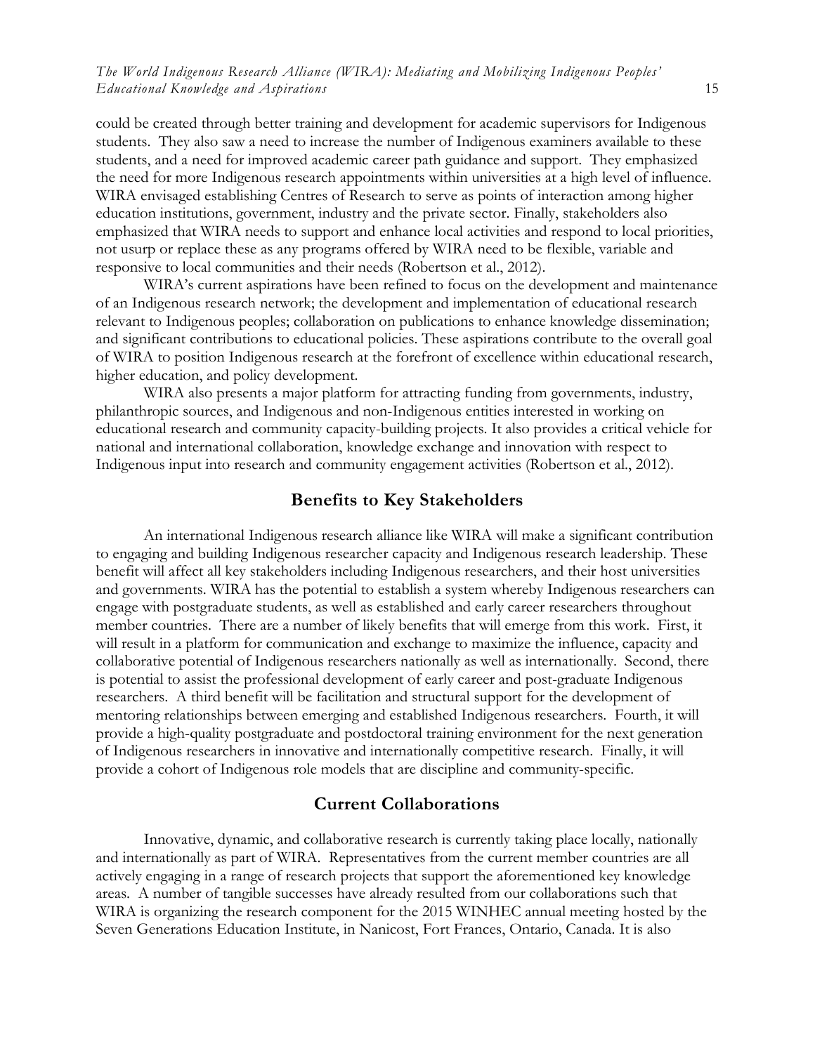could be created through better training and development for academic supervisors for Indigenous students. They also saw a need to increase the number of Indigenous examiners available to these students, and a need for improved academic career path guidance and support. They emphasized the need for more Indigenous research appointments within universities at a high level of influence. WIRA envisaged establishing Centres of Research to serve as points of interaction among higher education institutions, government, industry and the private sector. Finally, stakeholders also emphasized that WIRA needs to support and enhance local activities and respond to local priorities, not usurp or replace these as any programs offered by WIRA need to be flexible, variable and responsive to local communities and their needs (Robertson et al., 2012).

WIRA's current aspirations have been refined to focus on the development and maintenance of an Indigenous research network; the development and implementation of educational research relevant to Indigenous peoples; collaboration on publications to enhance knowledge dissemination; and significant contributions to educational policies. These aspirations contribute to the overall goal of WIRA to position Indigenous research at the forefront of excellence within educational research, higher education, and policy development.

WIRA also presents a major platform for attracting funding from governments, industry, philanthropic sources, and Indigenous and non-Indigenous entities interested in working on educational research and community capacity-building projects. It also provides a critical vehicle for national and international collaboration, knowledge exchange and innovation with respect to Indigenous input into research and community engagement activities (Robertson et al., 2012).

## Benefits to Key Stakeholders

An international Indigenous research alliance like WIRA will make a significant contribution to engaging and building Indigenous researcher capacity and Indigenous research leadership. These benefit will affect all key stakeholders including Indigenous researchers, and their host universities and governments. WIRA has the potential to establish a system whereby Indigenous researchers can engage with postgraduate students, as well as established and early career researchers throughout member countries. There are a number of likely benefits that will emerge from this work. First, it will result in a platform for communication and exchange to maximize the influence, capacity and collaborative potential of Indigenous researchers nationally as well as internationally. Second, there is potential to assist the professional development of early career and post-graduate Indigenous researchers. A third benefit will be facilitation and structural support for the development of mentoring relationships between emerging and established Indigenous researchers. Fourth, it will provide a high-quality postgraduate and postdoctoral training environment for the next generation of Indigenous researchers in innovative and internationally competitive research. Finally, it will provide a cohort of Indigenous role models that are discipline and community-specific.

## Current Collaborations

Innovative, dynamic, and collaborative research is currently taking place locally, nationally and internationally as part of WIRA. Representatives from the current member countries are all actively engaging in a range of research projects that support the aforementioned key knowledge areas. A number of tangible successes have already resulted from our collaborations such that WIRA is organizing the research component for the 2015 WINHEC annual meeting hosted by the Seven Generations Education Institute, in Nanicost, Fort Frances, Ontario, Canada. It is also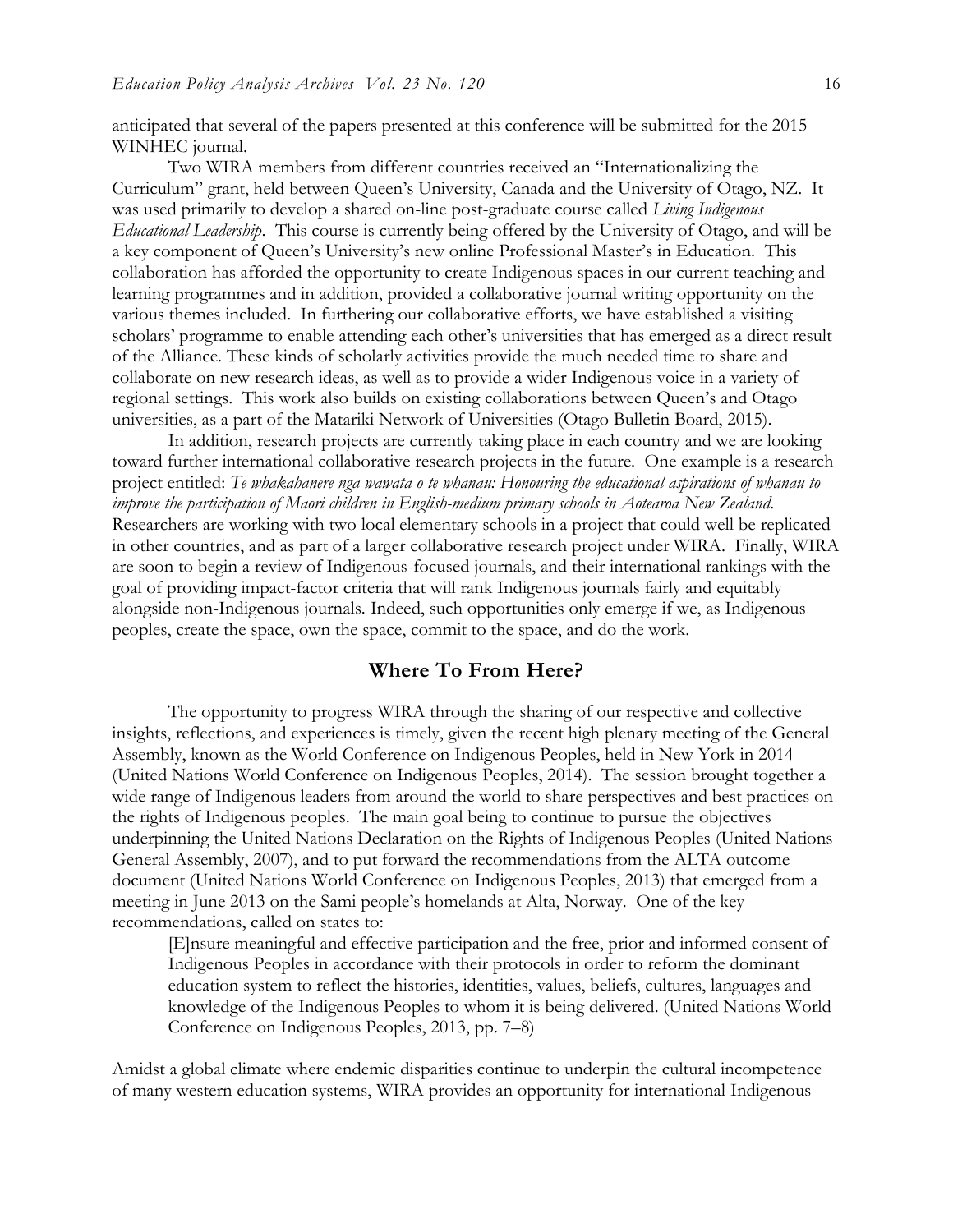anticipated that several of the papers presented at this conference will be submitted for the 2015 WINHEC journal.

Two WIRA members from different countries received an "Internationalizing the Curriculum" grant, held between Queen's University, Canada and the University of Otago, NZ. It was used primarily to develop a shared on-line post-graduate course called *Living Indigenous Educational Leadership*. This course is currently being offered by the University of Otago, and will be a key component of Queen's University's new online Professional Master's in Education. This collaboration has afforded the opportunity to create Indigenous spaces in our current teaching and learning programmes and in addition, provided a collaborative journal writing opportunity on the various themes included. In furthering our collaborative efforts, we have established a visiting scholars' programme to enable attending each other's universities that has emerged as a direct result of the Alliance. These kinds of scholarly activities provide the much needed time to share and collaborate on new research ideas, as well as to provide a wider Indigenous voice in a variety of regional settings. This work also builds on existing collaborations between Queen's and Otago universities, as a part of the Matariki Network of Universities (Otago Bulletin Board, 2015).

In addition, research projects are currently taking place in each country and we are looking toward further international collaborative research projects in the future. One example is a research project entitled: *Te whakahanere nga wawata o te whanau: Honouring the educational aspirations of whanau to improve the participation of Maori children in English-medium primary schools in Aotearoa New Zealand.* Researchers are working with two local elementary schools in a project that could well be replicated in other countries, and as part of a larger collaborative research project under WIRA. Finally, WIRA are soon to begin a review of Indigenous-focused journals, and their international rankings with the goal of providing impact-factor criteria that will rank Indigenous journals fairly and equitably alongside non-Indigenous journals. Indeed, such opportunities only emerge if we, as Indigenous peoples, create the space, own the space, commit to the space, and do the work.

## Where To From Here?

The opportunity to progress WIRA through the sharing of our respective and collective insights, reflections, and experiences is timely, given the recent high plenary meeting of the General Assembly, known as the World Conference on Indigenous Peoples, held in New York in 2014 (United Nations World Conference on Indigenous Peoples, 2014). The session brought together a wide range of Indigenous leaders from around the world to share perspectives and best practices on the rights of Indigenous peoples. The main goal being to continue to pursue the objectives underpinning the United Nations Declaration on the Rights of Indigenous Peoples (United Nations General Assembly, 2007), and to put forward the recommendations from the ALTA outcome document (United Nations World Conference on Indigenous Peoples, 2013) that emerged from a meeting in June 2013 on the Sami people's homelands at Alta, Norway. One of the key recommendations, called on states to:

> [E]nsure meaningful and effective participation and the free, prior and informed consent of Indigenous Peoples in accordance with their protocols in order to reform the dominant education system to reflect the histories, identities, values, beliefs, cultures, languages and knowledge of the Indigenous Peoples to whom it is being delivered. (United Nations World Conference on Indigenous Peoples, 2013, pp. 7–8)

Amidst a global climate where endemic disparities continue to underpin the cultural incompetence of many western education systems, WIRA provides an opportunity for international Indigenous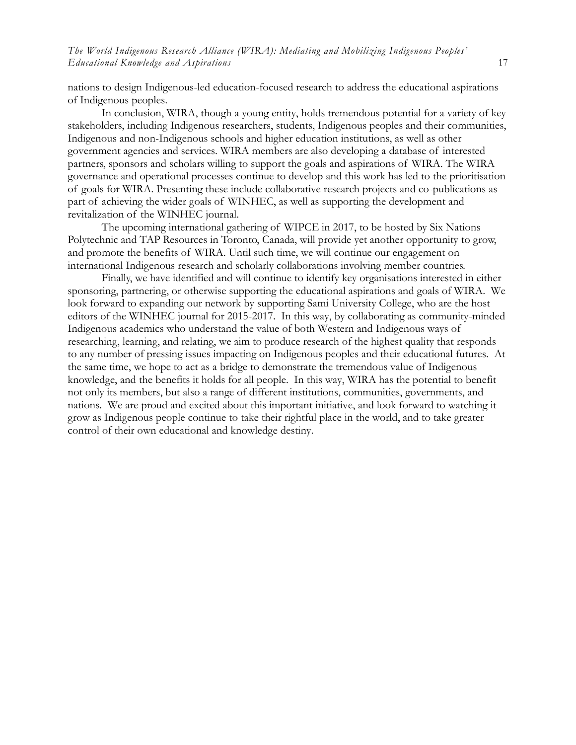nations to design Indigenous-led education-focused research to address the educational aspirations of Indigenous peoples.

In conclusion, WIRA, though a young entity, holds tremendous potential for a variety of key stakeholders, including Indigenous researchers, students, Indigenous peoples and their communities, Indigenous and non-Indigenous schools and higher education institutions, as well as other government agencies and services. WIRA members are also developing a database of interested partners, sponsors and scholars willing to support the goals and aspirations of WIRA. The WIRA governance and operational processes continue to develop and this work has led to the prioritisation of goals for WIRA. Presenting these include collaborative research projects and co-publications as part of achieving the wider goals of WINHEC, as well as supporting the development and revitalization of the WINHEC journal.

The upcoming international gathering of WIPCE in 2017, to be hosted by Six Nations Polytechnic and TAP Resources in Toronto, Canada, will provide yet another opportunity to grow, and promote the benefits of WIRA. Until such time, we will continue our engagement on international Indigenous research and scholarly collaborations involving member countries.

Finally, we have identified and will continue to identify key organisations interested in either sponsoring, partnering, or otherwise supporting the educational aspirations and goals of WIRA. We look forward to expanding our network by supporting Sami University College, who are the host editors of the WINHEC journal for 2015-2017. In this way, by collaborating as community-minded Indigenous academics who understand the value of both Western and Indigenous ways of researching, learning, and relating, we aim to produce research of the highest quality that responds to any number of pressing issues impacting on Indigenous peoples and their educational futures. At the same time, we hope to act as a bridge to demonstrate the tremendous value of Indigenous knowledge, and the benefits it holds for all people. In this way, WIRA has the potential to benefit not only its members, but also a range of different institutions, communities, governments, and nations. We are proud and excited about this important initiative, and look forward to watching it grow as Indigenous people continue to take their rightful place in the world, and to take greater control of their own educational and knowledge destiny.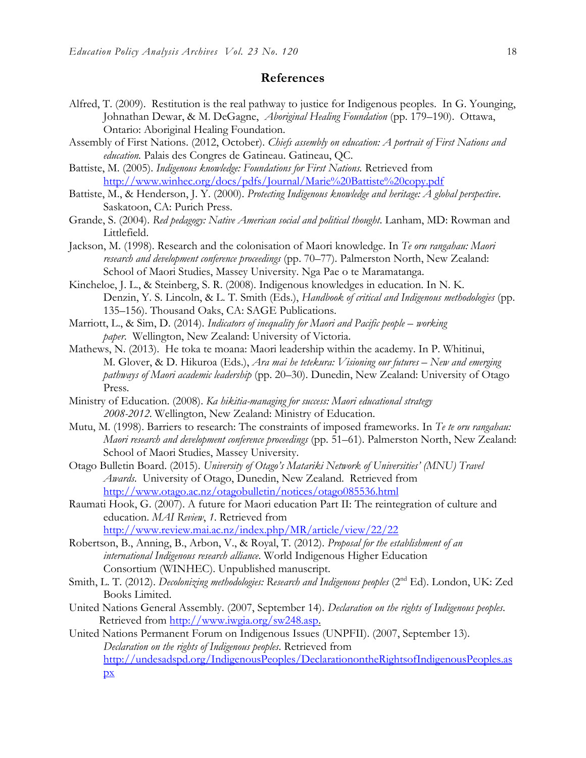## References

Alfred, T. (2009). Restitution is the real pathway to justice for Indigenous peoples. In G. Younging, Johnathan Dewar, & M. DeGagne, *Aboriginal Healing Foundation* (pp. 179–190). Ottawa, Ontario: Aboriginal Healing Foundation.

Assembly of First Nations. (2012, October). *Chiefs assembly on education: A portrait of First Nations and education.* Palais des Congres de Gatineau. Gatineau, QC.

Battiste, M. (2005). *Indigenous knowledge: Foundations for First Nations.* Retrieved from http://www.winhec.org/docs/pdfs/Journal/Marie%20Battiste%20copy.pdf

Battiste, M., & Henderson, J. Y. (2000). *Protecting Indigenous knowledge and heritage: A global perspective*. Saskatoon, CA: Purich Press.

Grande, S. (2004). *Red pedagogy: Native American social and political thought*. Lanham, MD: Rowman and Littlefield.

Jackson, M. (1998). Research and the colonisation of Maori knowledge. In *Te oru rangahau: Maori research and development conference proceedings* (pp. 70–77). Palmerston North, New Zealand: School of Maori Studies, Massey University. Nga Pae o te Maramatanga.

Kincheloe, J. L., & Steinberg, S. R. (2008). Indigenous knowledges in education. In N. K. Denzin, Y. S. Lincoln, & L. T. Smith (Eds.), *Handbook of critical and Indigenous methodologies* (pp. 135–156). Thousand Oaks, CA: SAGE Publications.

Marriott, L., & Sim, D. (2014). *Indicators of inequality for Maori and Pacific people – working paper.* Wellington, New Zealand: University of Victoria.

Mathews, N. (2013). He toka te moana: Maori leadership within the academy. In P. Whitinui, M. Glover, & D. Hikuroa (Eds.), *Ara mai he tetekura: Visioning our futures – New and emerging pathways of Maori academic leadership* (pp. 20–30). Dunedin, New Zealand: University of Otago Press.

Ministry of Education. (2008). *Ka hikitia-managing for success: Maori educational strategy 2008-2012.* Wellington, New Zealand: Ministry of Education.

Mutu, M. (1998). Barriers to research: The constraints of imposed frameworks. In *Te te oru rangahau: Maori research and development conference proceedings* (pp. 51–61). Palmerston North, New Zealand: School of Maori Studies, Massey University.

Otago Bulletin Board. (2015). *University of Otago's Matariki Network of Universities' (MNU) Travel Awards.* University of Otago, Dunedin, New Zealand. Retrieved from http://www.otago.ac.nz/otagobulletin/notices/otago085536.html

Raumati Hook, G. (2007). A future for Maori education Part II: The reintegration of culture and education. *MAI Review*, *1*. Retrieved from http://www.review.mai.ac.nz/index.php/MR/article/view/22/22

Robertson, B., Anning, B., Arbon, V., & Royal, T. (2012). *Proposal for the establishment of an international Indigenous research alliance*. World Indigenous Higher Education Consortium (WINHEC). Unpublished manuscript.

Smith, L. T. (2012). *Decolonizing methodologies: Research and Indigenous peoples* (2nd Ed). London, UK: Zed Books Limited.

United Nations General Assembly. (2007, September 14). *Declaration on the rights of Indigenous peoples*. Retrieved from http://www.iwgia.org/sw248.asp.

United Nations Permanent Forum on Indigenous Issues (UNPFII). (2007, September 13). *Declaration on the rights of Indigenous peoples*. Retrieved from http://undesadspd.org/IndigenousPeoples/DeclarationontheRightsofIndigenousPeoples.aspx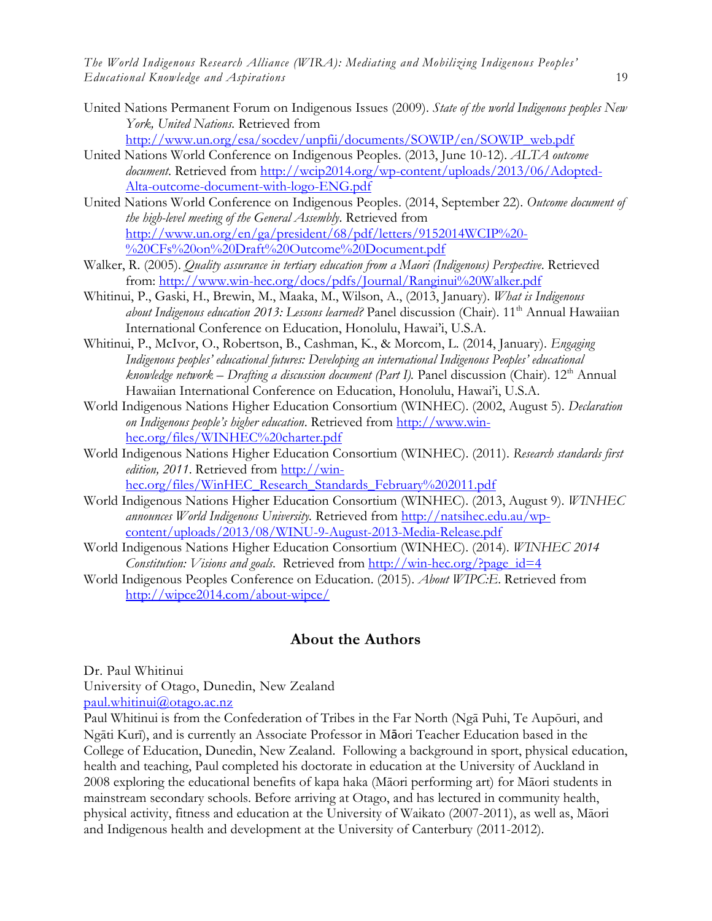United Nations Permanent Forum on Indigenous Issues (2009). *State of the world Indigenous peoples New York, United Nations.* Retrieved from http://www.un.org/esa/socdev/unpfii/documents/SOWIP/en/SOWIP_web.pdf

United Nations World Conference on Indigenous Peoples. (2013, June 10-12). *ALTA outcome document*. Retrieved from http://wcip2014.org/wp-content/uploads/2013/06/Adopted-Alta-outcome-document-with-logo-ENG.pdf

United Nations World Conference on Indigenous Peoples. (2014, September 22). *Outcome document of the high-level meeting of the General Assembly*. Retrieved from http://www.un.org/en/ga/president/68/pdf/letters/9152014WCIP%20-%20CFs%20on%20Draft%20Outcome%20Document.pdf

Walker, R. (2005). *Quality assurance in tertiary education from a Maori (Indigenous) Perspective*. Retrieved from: http://www.win-hec.org/docs/pdfs/Journal/Ranginui%20Walker.pdf

Whitinui, P., Gaski, H., Brewin, M., Maaka, M., Wilson, A., (2013, January). *What is Indigenous about Indigenous education 2013: Lessons learned?* Panel discussion (Chair). 11th Annual Hawaiian International Conference on Education, Honolulu, Hawai'i, U.S.A.

Whitinui, P., McIvor, O., Robertson, B., Cashman, K., & Morcom, L. (2014, January). *Engaging Indigenous peoples' educational futures: Developing an international Indigenous Peoples' educational knowledge network – Drafting a discussion document (Part I).* Panel discussion (Chair). 12th Annual Hawaiian International Conference on Education, Honolulu, Hawai'i, U.S.A.

World Indigenous Nations Higher Education Consortium (WINHEC). (2002, August 5). *Declaration on Indigenous people's higher education*. Retrieved from http://www.win-hec.org/files/WINHEC%20charter.pdf

World Indigenous Nations Higher Education Consortium (WINHEC). (2011). *Research standards first edition, 2011*. Retrieved from http://win-hec.org/files/WinHEC_Research_Standards_February%202011.pdf

World Indigenous Nations Higher Education Consortium (WINHEC). (2013, August 9). *WINHEC announces World Indigenous University.* Retrieved from http://natsihec.edu.au/wp-content/uploads/2013/08/WINU-9-August-2013-Media-Release.pdf

World Indigenous Nations Higher Education Consortium (WINHEC). (2014). *WINHEC 2014 Constitution: Visions and goals*. Retrieved from http://win-hec.org/?page_id=4

World Indigenous Peoples Conference on Education. (2015). *About WIPC:E*. Retrieved from http://wipce2014.com/about-wipce/

## About the Authors

Dr. Paul Whitinui
University of Otago, Dunedin, New Zealand
paul.whitinui@otago.ac.nz

Paul Whitinui is from the Confederation of Tribes in the Far North (Ngā Puhi, Te Aupōuri, and Ngāti Kurī), and is currently an Associate Professor in Māori Teacher Education based in the College of Education, Dunedin, New Zealand. Following a background in sport, physical education, health and teaching, Paul completed his doctorate in education at the University of Auckland in 2008 exploring the educational benefits of kapa haka (Māori performing art) for Māori students in mainstream secondary schools. Before arriving at Otago, and has lectured in community health, physical activity, fitness and education at the University of Waikato (2007-2011), as well as, Māori and Indigenous health and development at the University of Canterbury (2011-2012).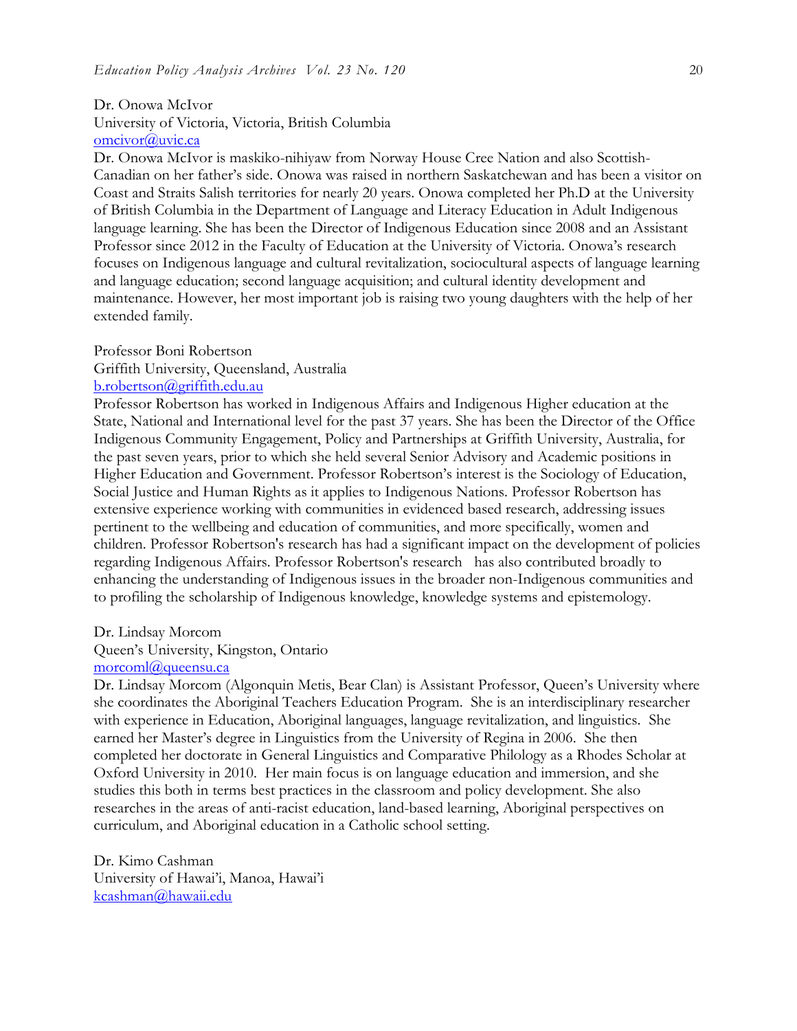Dr. Onowa McIvor
University of Victoria, Victoria, British Columbia
omcivor@uvic.ca

Dr. Onowa McIvor is maskiko-nihiyaw from Norway House Cree Nation and also Scottish-Canadian on her father's side. Onowa was raised in northern Saskatchewan and has been a visitor on Coast and Straits Salish territories for nearly 20 years. Onowa completed her Ph.D at the University of British Columbia in the Department of Language and Literacy Education in Adult Indigenous language learning. She has been the Director of Indigenous Education since 2008 and an Assistant Professor since 2012 in the Faculty of Education at the University of Victoria. Onowa's research focuses on Indigenous language and cultural revitalization, sociocultural aspects of language learning and language education; second language acquisition; and cultural identity development and maintenance. However, her most important job is raising two young daughters with the help of her extended family.

Professor Boni Robertson
Griffith University, Queensland, Australia
b.robertson@griffith.edu.au

Professor Robertson has worked in Indigenous Affairs and Indigenous Higher education at the State, National and International level for the past 37 years. She has been the Director of the Office Indigenous Community Engagement, Policy and Partnerships at Griffith University, Australia, for the past seven years, prior to which she held several Senior Advisory and Academic positions in Higher Education and Government. Professor Robertson's interest is the Sociology of Education, Social Justice and Human Rights as it applies to Indigenous Nations. Professor Robertson has extensive experience working with communities in evidenced based research, addressing issues pertinent to the wellbeing and education of communities, and more specifically, women and children. Professor Robertson's research has had a significant impact on the development of policies regarding Indigenous Affairs. Professor Robertson's research has also contributed broadly to enhancing the understanding of Indigenous issues in the broader non-Indigenous communities and to profiling the scholarship of Indigenous knowledge, knowledge systems and epistemology.

Dr. Lindsay Morcom
Queen's University, Kingston, Ontario
morcoml@queensu.ca

Dr. Lindsay Morcom (Algonquin Metis, Bear Clan) is Assistant Professor, Queen's University where she coordinates the Aboriginal Teachers Education Program. She is an interdisciplinary researcher with experience in Education, Aboriginal languages, language revitalization, and linguistics. She earned her Master's degree in Linguistics from the University of Regina in 2006. She then completed her doctorate in General Linguistics and Comparative Philology as a Rhodes Scholar at Oxford University in 2010. Her main focus is on language education and immersion, and she studies this both in terms best practices in the classroom and policy development. She also researches in the areas of anti-racist education, land-based learning, Aboriginal perspectives on curriculum, and Aboriginal education in a Catholic school setting.

Dr. Kimo Cashman
University of Hawai'i, Manoa, Hawai'i
kcashman@hawaii.edu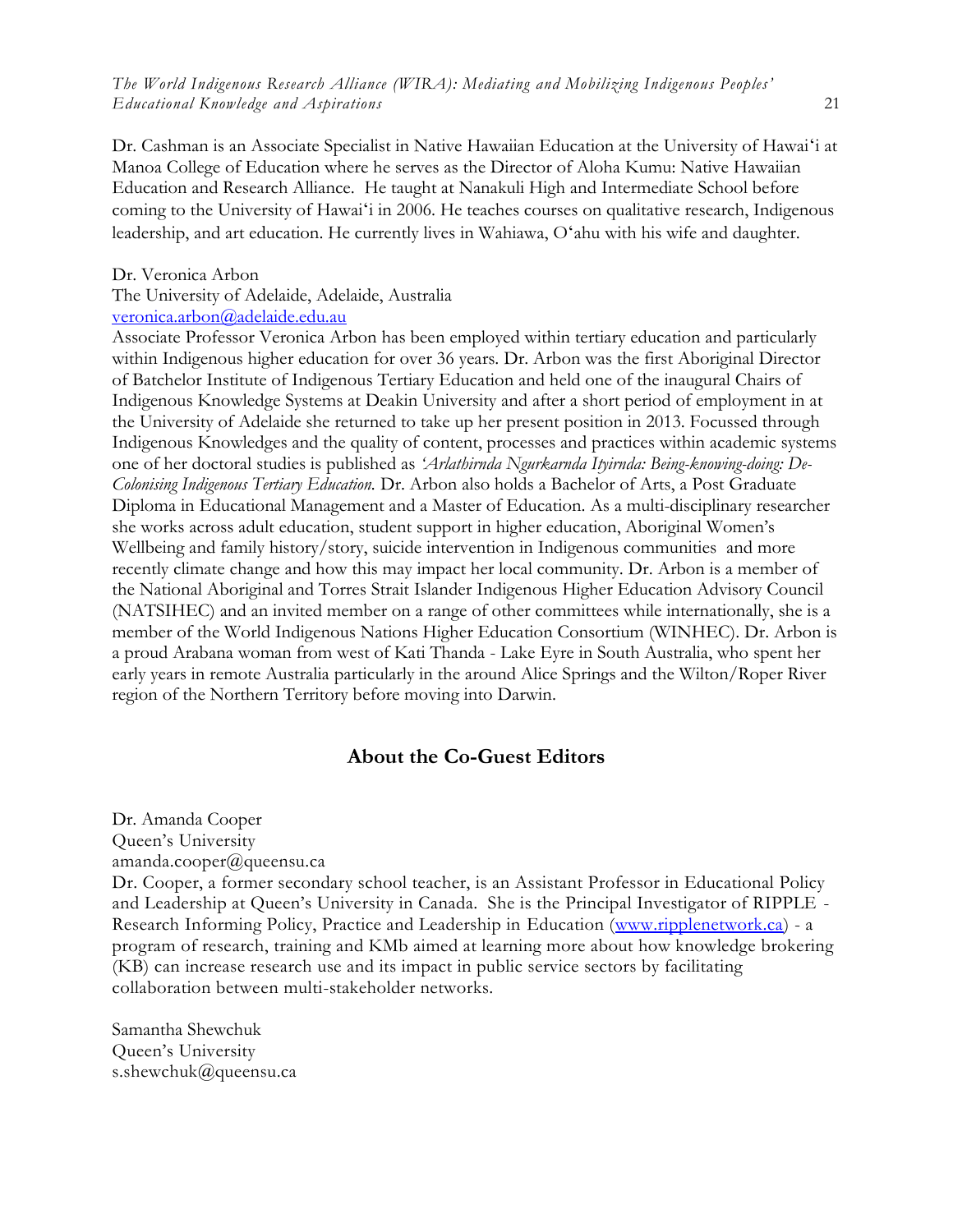Dr. Cashman is an Associate Specialist in Native Hawaiian Education at the University of Hawai'i at Manoa College of Education where he serves as the Director of Aloha Kumu: Native Hawaiian Education and Research Alliance. He taught at Nanakuli High and Intermediate School before coming to the University of Hawai'i in 2006. He teaches courses on qualitative research, Indigenous leadership, and art education. He currently lives in Wahiawa, O'ahu with his wife and daughter.

Dr. Veronica Arbon
The University of Adelaide, Adelaide, Australia
veronica.arbon@adelaide.edu.au
Associate Professor Veronica Arbon has been employed within tertiary education and particularly within Indigenous higher education for over 36 years. Dr. Arbon was the first Aboriginal Director of Batchelor Institute of Indigenous Tertiary Education and held one of the inaugural Chairs of Indigenous Knowledge Systems at Deakin University and after a short period of employment in at the University of Adelaide she returned to take up her present position in 2013. Focussed through Indigenous Knowledges and the quality of content, processes and practices within academic systems one of her doctoral studies is published as *'Arlathirnda Ngurkarnda Ityirnda: Being-knowing-doing: De-Colonising Indigenous Tertiary Education.* Dr. Arbon also holds a Bachelor of Arts, a Post Graduate Diploma in Educational Management and a Master of Education. As a multi-disciplinary researcher she works across adult education, student support in higher education, Aboriginal Women's Wellbeing and family history/story, suicide intervention in Indigenous communities and more recently climate change and how this may impact her local community. Dr. Arbon is a member of the National Aboriginal and Torres Strait Islander Indigenous Higher Education Advisory Council (NATSIHEC) and an invited member on a range of other committees while internationally, she is a member of the World Indigenous Nations Higher Education Consortium (WINHEC). Dr. Arbon is a proud Arabana woman from west of Kati Thanda - Lake Eyre in South Australia, who spent her early years in remote Australia particularly in the around Alice Springs and the Wilton/Roper River region of the Northern Territory before moving into Darwin.

## About the Co-Guest Editors

Dr. Amanda Cooper
Queen's University
amanda.cooper@queensu.ca
Dr. Cooper, a former secondary school teacher, is an Assistant Professor in Educational Policy and Leadership at Queen's University in Canada. She is the Principal Investigator of RIPPLE - Research Informing Policy, Practice and Leadership in Education (www.ripplenetwork.ca) - a program of research, training and KMb aimed at learning more about how knowledge brokering (KB) can increase research use and its impact in public service sectors by facilitating collaboration between multi-stakeholder networks.

Samantha Shewchuk
Queen's University
s.shewchuk@queensu.ca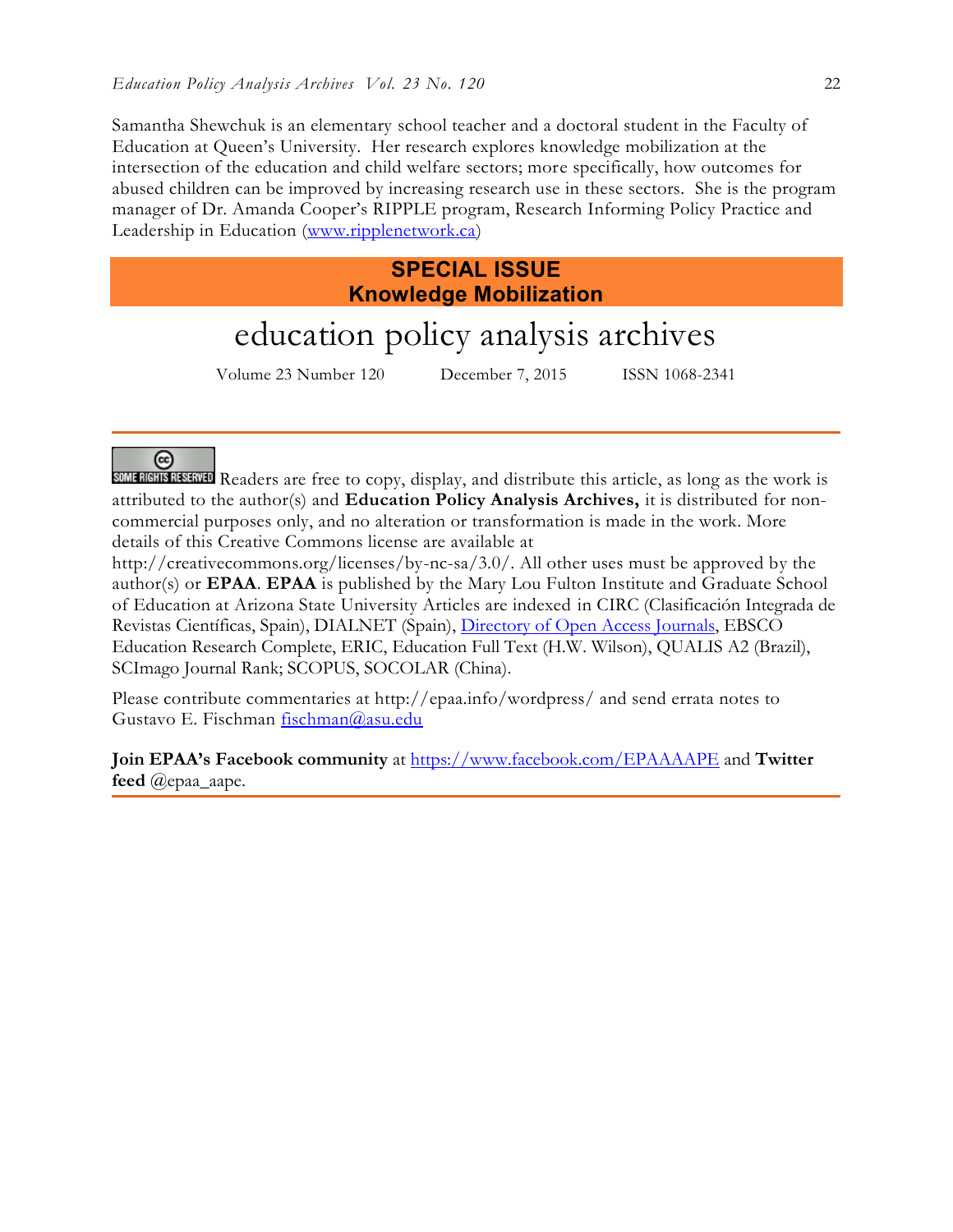Samantha Shewchuk is an elementary school teacher and a doctoral student in the Faculty of Education at Queen's University. Her research explores knowledge mobilization at the intersection of the education and child welfare sectors; more specifically, how outcomes for abused children can be improved by increasing research use in these sectors. She is the program manager of Dr. Amanda Cooper's RIPPLE program, Research Informing Policy Practice and Leadership in Education (www.ripplenetwork.ca)

**SPECIAL ISSUE**
**Knowledge Mobilization**

# education policy analysis archives

Volume 23 Number 120 December 7, 2015 ISSN 1068-2341

---

SOME RIGHTS RESERVED Readers are free to copy, display, and distribute this article, as long as the work is attributed to the author(s) and **Education Policy Analysis Archives,** it is distributed for non-commercial purposes only, and no alteration or transformation is made in the work. More details of this Creative Commons license are available at http://creativecommons.org/licenses/by-nc-sa/3.0/. All other uses must be approved by the author(s) or **EPAA**. **EPAA** is published by the Mary Lou Fulton Institute and Graduate School of Education at Arizona State University Articles are indexed in CIRC (Clasificación Integrada de Revistas Científicas, Spain), DIALNET (Spain), Directory of Open Access Journals, EBSCO Education Research Complete, ERIC, Education Full Text (H.W. Wilson), QUALIS A2 (Brazil), SCImago Journal Rank; SCOPUS, SOCOLAR (China).

Please contribute commentaries at http://epaa.info/wordpress/ and send errata notes to Gustavo E. Fischman fischman@asu.edu

**Join EPAA's Facebook community** at https://www.facebook.com/EPAAAAPE and **Twitter feed** @epaa_aape.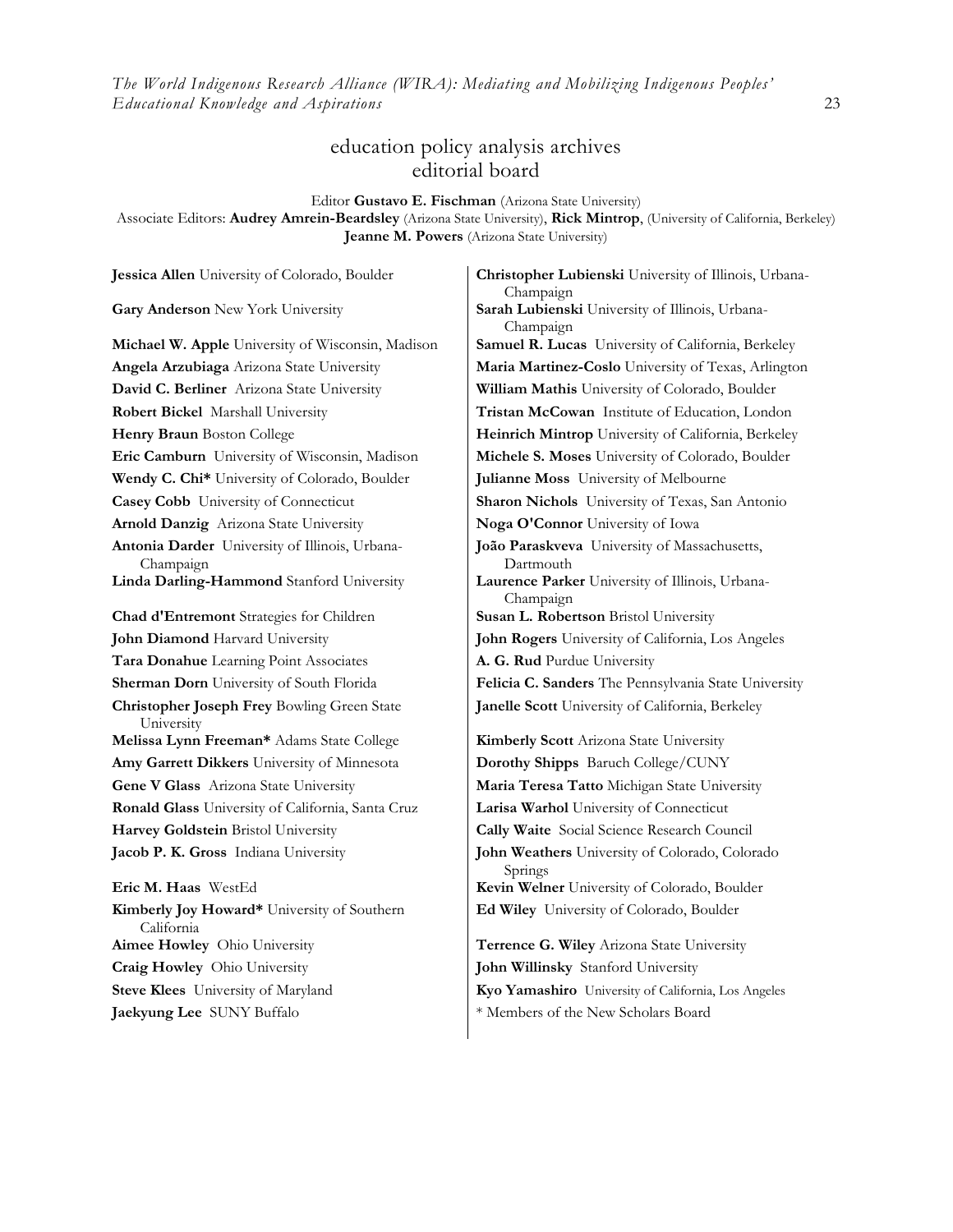# education policy analysis archives
## editorial board

Editor **Gustavo E. Fischman** (Arizona State University)
Associate Editors: **Audrey Amrein-Beardsley** (Arizona State University), **Rick Mintrop**, (University of California, Berkeley) **Jeanne M. Powers** (Arizona State University)

**Jessica Allen** University of Colorado, Boulder
**Gary Anderson** New York University
**Michael W. Apple** University of Wisconsin, Madison
**Angela Arzubiaga** Arizona State University
**David C. Berliner** Arizona State University
**Robert Bickel** Marshall University
**Henry Braun** Boston College
**Eric Camburn** University of Wisconsin, Madison
**Wendy C. Chi*** University of Colorado, Boulder
**Casey Cobb** University of Connecticut
**Arnold Danzig** Arizona State University
**Antonia Darder** University of Illinois, Urbana-Champaign
**Linda Darling-Hammond** Stanford University
**Chad d'Entremont** Strategies for Children
**John Diamond** Harvard University
**Tara Donahue** Learning Point Associates
**Sherman Dorn** University of South Florida
**Christopher Joseph Frey** Bowling Green State University
**Melissa Lynn Freeman*** Adams State College
**Amy Garrett Dikkers** University of Minnesota
**Gene V Glass** Arizona State University
**Ronald Glass** University of California, Santa Cruz
**Harvey Goldstein** Bristol University
**Jacob P. K. Gross** Indiana University
**Eric M. Haas** WestEd
**Kimberly Joy Howard*** University of Southern California
**Aimee Howley** Ohio University
**Craig Howley** Ohio University
**Steve Klees** University of Maryland
**Jaekyung Lee** SUNY Buffalo
**Christopher Lubienski** University of Illinois, Urbana-Champaign
**Sarah Lubienski** University of Illinois, Urbana-Champaign
**Samuel R. Lucas** University of California, Berkeley
**Maria Martinez-Coslo** University of Texas, Arlington
**William Mathis** University of Colorado, Boulder
**Tristan McCowan** Institute of Education, London
**Heinrich Mintrop** University of California, Berkeley
**Michele S. Moses** University of Colorado, Boulder
**Julianne Moss** University of Melbourne
**Sharon Nichols** University of Texas, San Antonio
**Noga O'Connor** University of Iowa
**João Paraskveva** University of Massachusetts, Dartmouth
**Laurence Parker** University of Illinois, Urbana-Champaign
**Susan L. Robertson** Bristol University
**John Rogers** University of California, Los Angeles
**A. G. Rud** Purdue University
**Felicia C. Sanders** The Pennsylvania State University
**Janelle Scott** University of California, Berkeley
**Kimberly Scott** Arizona State University
**Dorothy Shipps** Baruch College/CUNY
**Maria Teresa Tatto** Michigan State University
**Larisa Warhol** University of Connecticut
**Cally Waite** Social Science Research Council
**John Weathers** University of Colorado, Colorado Springs
**Kevin Welner** University of Colorado, Boulder
**Ed Wiley** University of Colorado, Boulder
**Terrence G. Wiley** Arizona State University
**John Willinsky** Stanford University
**Kyo Yamashiro** University of California, Los Angeles

\* Members of the New Scholars Board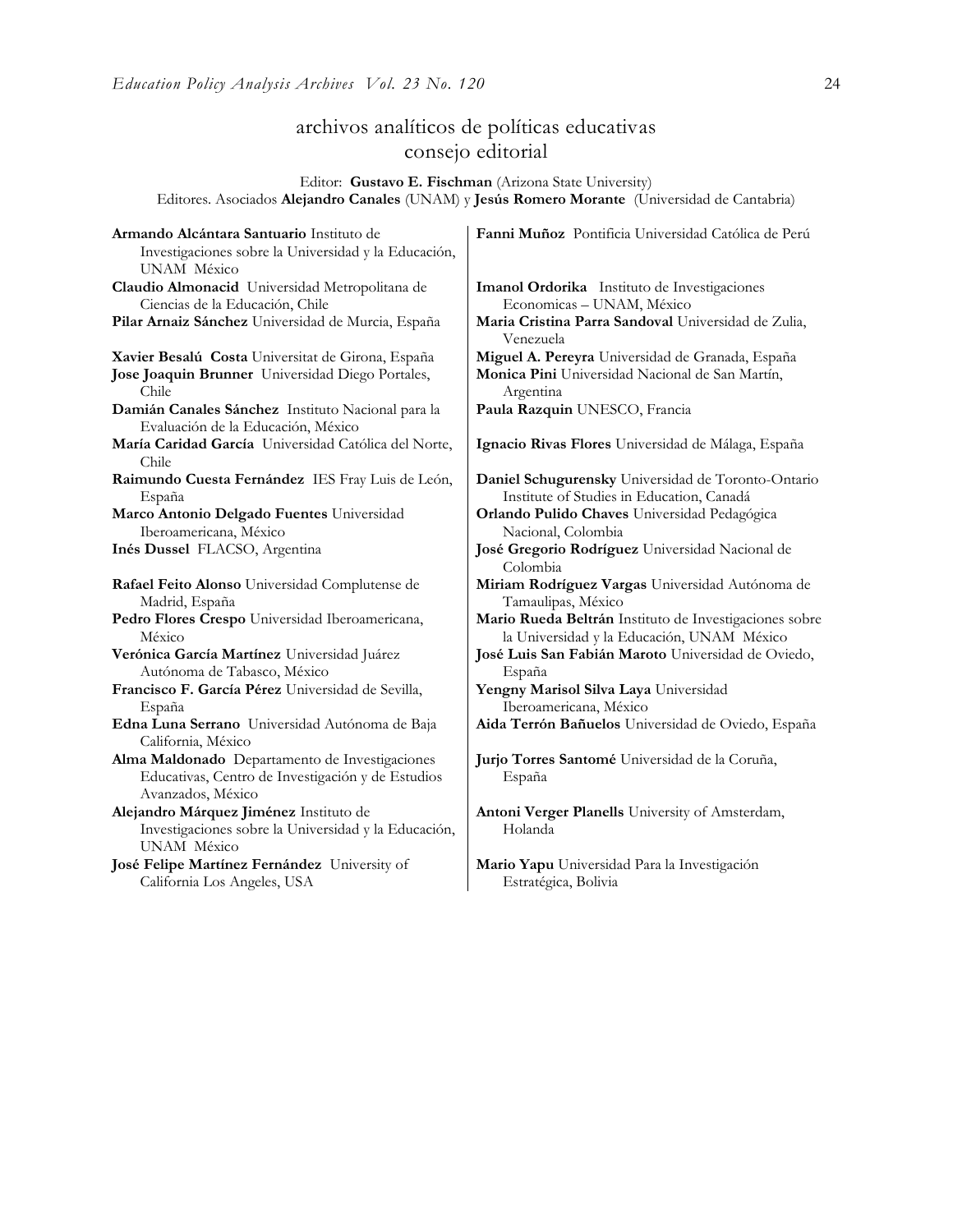# archivos analíticos de políticas educativas
## consejo editorial

Editor: **Gustavo E. Fischman** (Arizona State University)
Editores. Asociados **Alejandro Canales** (UNAM) y **Jesús Romero Morante** (Universidad de Cantabria)

**Armando Alcántara Santuario** Instituto de Investigaciones sobre la Universidad y la Educación, UNAM México

**Claudio Almonacid** Universidad Metropolitana de Ciencias de la Educación, Chile

**Pilar Arnaiz Sánchez** Universidad de Murcia, España

**Xavier Besalú Costa** Universitat de Girona, España

**Jose Joaquin Brunner** Universidad Diego Portales, Chile

**Damián Canales Sánchez** Instituto Nacional para la Evaluación de la Educación, México

**María Caridad García** Universidad Católica del Norte, Chile

**Raimundo Cuesta Fernández** IES Fray Luis de León, España

**Marco Antonio Delgado Fuentes** Universidad Iberoamericana, México

**Inés Dussel** FLACSO, Argentina

**Rafael Feito Alonso** Universidad Complutense de Madrid, España

**Pedro Flores Crespo** Universidad Iberoamericana, México

**Verónica García Martínez** Universidad Juárez Autónoma de Tabasco, México

**Francisco F. García Pérez** Universidad de Sevilla, España

**Edna Luna Serrano** Universidad Autónoma de Baja California, México

**Alma Maldonado** Departamento de Investigaciones Educativas, Centro de Investigación y de Estudios Avanzados, México

**Alejandro Márquez Jiménez** Instituto de Investigaciones sobre la Universidad y la Educación, UNAM México

**José Felipe Martínez Fernández** University of California Los Angeles, USA

**Fanni Muñoz** Pontificia Universidad Católica de Perú

**Imanol Ordorika** Instituto de Investigaciones Economicas – UNAM, México

**Maria Cristina Parra Sandoval** Universidad de Zulia, Venezuela

**Miguel A. Pereyra** Universidad de Granada, España

**Monica Pini** Universidad Nacional de San Martín, Argentina

**Paula Razquin** UNESCO, Francia

**Ignacio Rivas Flores** Universidad de Málaga, España

**Daniel Schugurensky** Universidad de Toronto-Ontario Institute of Studies in Education, Canadá

**Orlando Pulido Chaves** Universidad Pedagógica Nacional, Colombia

**José Gregorio Rodríguez** Universidad Nacional de Colombia

**Miriam Rodríguez Vargas** Universidad Autónoma de Tamaulipas, México

**Mario Rueda Beltrán** Instituto de Investigaciones sobre la Universidad y la Educación, UNAM México

**José Luis San Fabián Maroto** Universidad de Oviedo, España

**Yengny Marisol Silva Laya** Universidad Iberoamericana, México

**Aida Terrón Bañuelos** Universidad de Oviedo, España

**Jurjo Torres Santomé** Universidad de la Coruña, España

**Antoni Verger Planells** University of Amsterdam, Holanda

**Mario Yapu** Universidad Para la Investigación Estratégica, Bolivia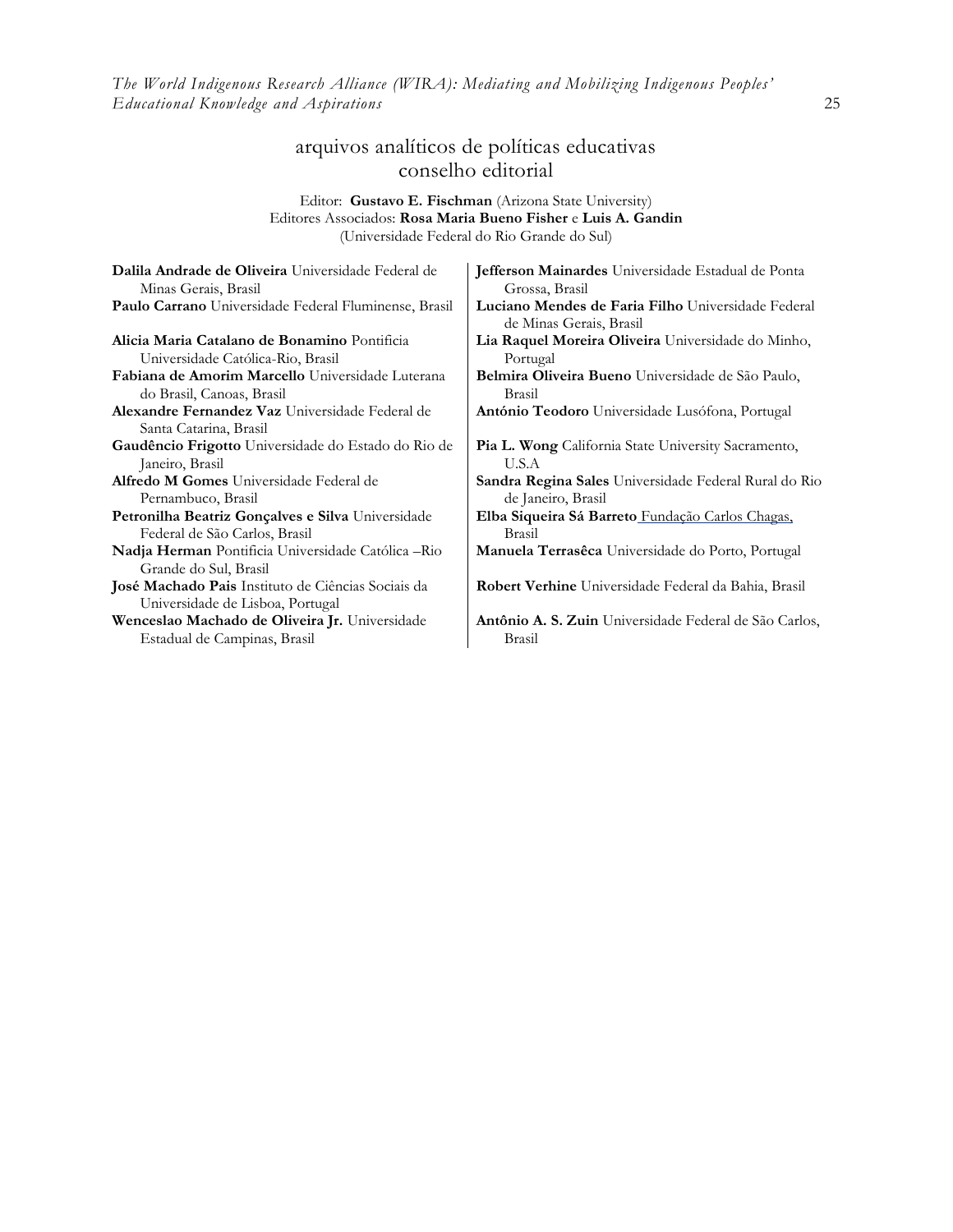# arquivos analíticos de políticas educativas
## conselho editorial

Editor: **Gustavo E. Fischman** (Arizona State University)
Editores Associados: **Rosa Maria Bueno Fisher** e **Luis A. Gandin**
(Universidade Federal do Rio Grande do Sul)

**Dalila Andrade de Oliveira** Universidade Federal de Minas Gerais, Brasil

**Paulo Carrano** Universidade Federal Fluminense, Brasil

**Alicia Maria Catalano de Bonamino** Pontificia Universidade Católica-Rio, Brasil

**Fabiana de Amorim Marcello** Universidade Luterana do Brasil, Canoas, Brasil

**Alexandre Fernandez Vaz** Universidade Federal de Santa Catarina, Brasil

**Gaudêncio Frigotto** Universidade do Estado do Rio de Janeiro, Brasil

**Alfredo M Gomes** Universidade Federal de Pernambuco, Brasil

**Petronilha Beatriz Gonçalves e Silva** Universidade Federal de São Carlos, Brasil

**Nadja Herman** Pontificia Universidade Católica –Rio Grande do Sul, Brasil

**José Machado Pais** Instituto de Ciências Sociais da Universidade de Lisboa, Portugal

**Wenceslao Machado de Oliveira Jr.** Universidade Estadual de Campinas, Brasil

**Jefferson Mainardes** Universidade Estadual de Ponta Grossa, Brasil

**Luciano Mendes de Faria Filho** Universidade Federal de Minas Gerais, Brasil

**Lia Raquel Moreira Oliveira** Universidade do Minho, Portugal

**Belmira Oliveira Bueno** Universidade de São Paulo, Brasil

**António Teodoro** Universidade Lusófona, Portugal

**Pia L. Wong** California State University Sacramento, U.S.A

**Sandra Regina Sales** Universidade Federal Rural do Rio de Janeiro, Brasil

**Elba Siqueira Sá Barreto** Fundação Carlos Chagas, Brasil

**Manuela Terrasêca** Universidade do Porto, Portugal

**Robert Verhine** Universidade Federal da Bahia, Brasil

**Antônio A. S. Zuin** Universidade Federal de São Carlos, Brasil